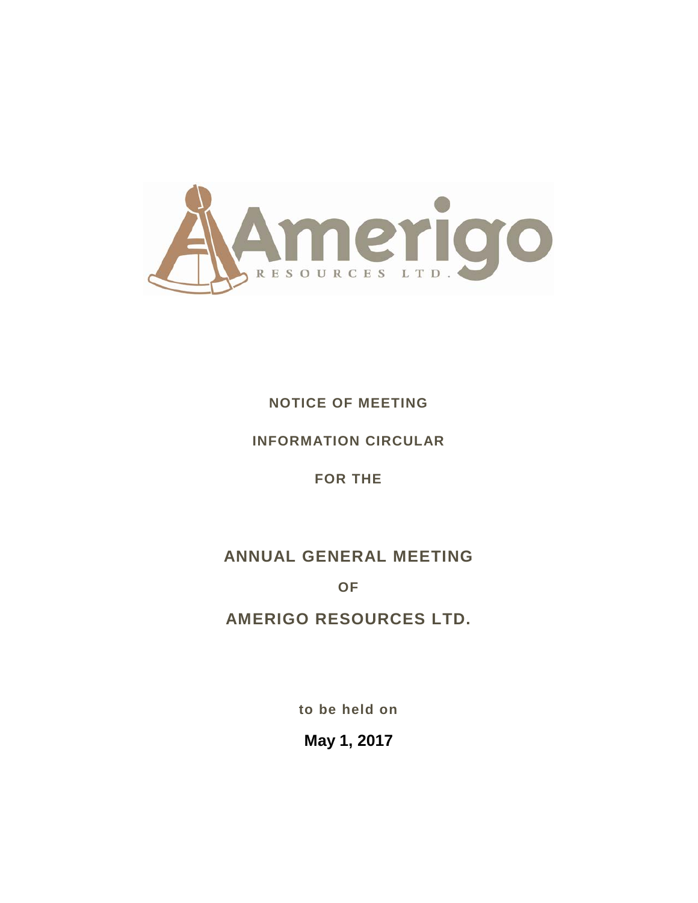Amerigo RESOURCES LTD.

**NOTICE OF MEETING**

**INFORMATION CIRCULAR**

**FOR THE**

# ANNUAL GENERAL MEETING

**OF**

# AMERIGO RESOURCES LTD.

**to be held on**

**May 1, 2017**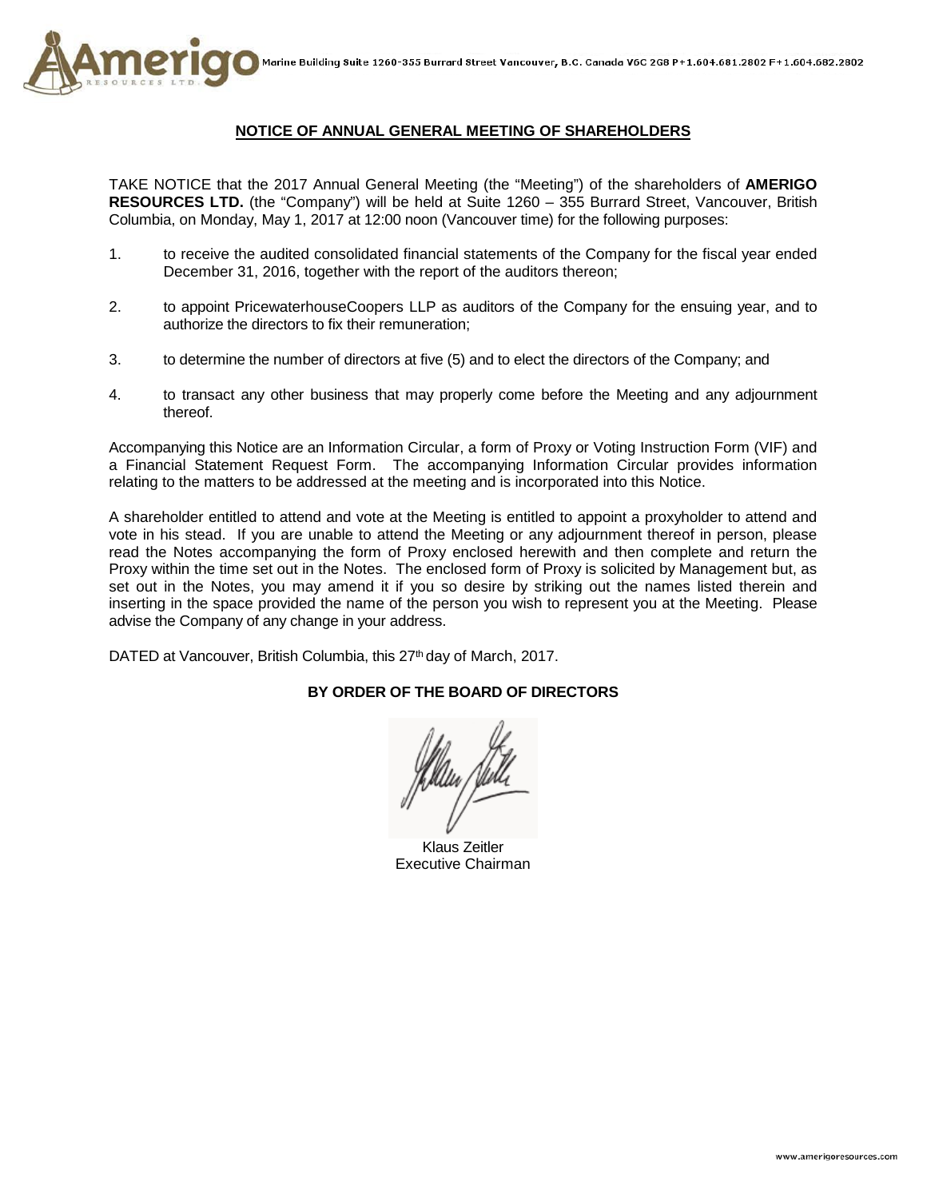Marine Building Suite 1260-355 Burrard Street Vancouver, B.C. Canada V6C 2G8 P+1.604.681.2802 F+1.604.682.2802

## NOTICE OF ANNUAL GENERAL MEETING OF SHAREHOLDERS

TAKE NOTICE that the 2017 Annual General Meeting (the "Meeting") of the shareholders of **AMERIGO RESOURCES LTD.** (the "Company") will be held at Suite 1260 – 355 Burrard Street, Vancouver, British Columbia, on Monday, May 1, 2017 at 12:00 noon (Vancouver time) for the following purposes:

1. to receive the audited consolidated financial statements of the Company for the fiscal year ended December 31, 2016, together with the report of the auditors thereon;

2. to appoint PricewaterhouseCoopers LLP as auditors of the Company for the ensuing year, and to authorize the directors to fix their remuneration;

3. to determine the number of directors at five (5) and to elect the directors of the Company; and

4. to transact any other business that may properly come before the Meeting and any adjournment thereof.

Accompanying this Notice are an Information Circular, a form of Proxy or Voting Instruction Form (VIF) and a Financial Statement Request Form. The accompanying Information Circular provides information relating to the matters to be addressed at the meeting and is incorporated into this Notice.

A shareholder entitled to attend and vote at the Meeting is entitled to appoint a proxyholder to attend and vote in his stead. If you are unable to attend the Meeting or any adjournment thereof in person, please read the Notes accompanying the form of Proxy enclosed herewith and then complete and return the Proxy within the time set out in the Notes. The enclosed form of Proxy is solicited by Management but, as set out in the Notes, you may amend it if you so desire by striking out the names listed therein and inserting in the space provided the name of the person you wish to represent you at the Meeting. Please advise the Company of any change in your address.

DATED at Vancouver, British Columbia, this 27th day of March, 2017.

**BY ORDER OF THE BOARD OF DIRECTORS**

Klaus Zeitler
Executive Chairman

www.amerigoresources.com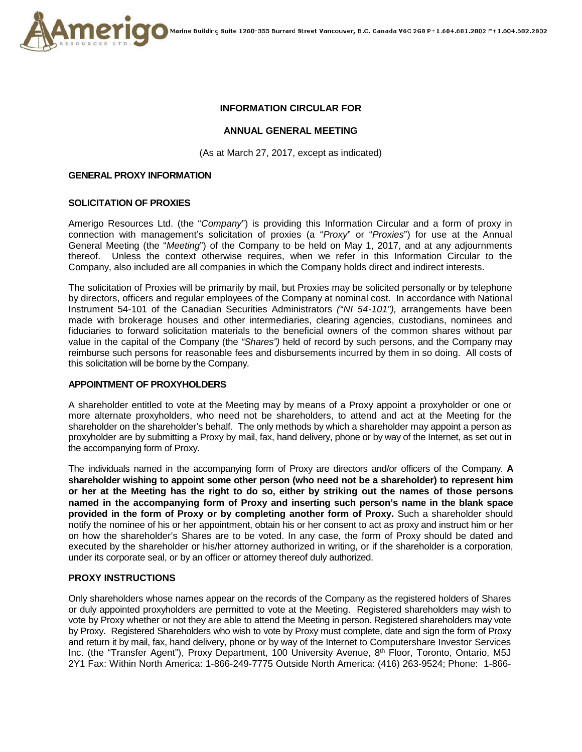### INFORMATION CIRCULAR FOR

### ANNUAL GENERAL MEETING

(As at March 27, 2017, except as indicated)

## GENERAL PROXY INFORMATION

## SOLICITATION OF PROXIES

Amerigo Resources Ltd. (the "*Company*") is providing this Information Circular and a form of proxy in connection with management's solicitation of proxies (a "*Proxy*" or "*Proxies*") for use at the Annual General Meeting (the "*Meeting*") of the Company to be held on May 1, 2017, and at any adjournments thereof. Unless the context otherwise requires, when we refer in this Information Circular to the Company, also included are all companies in which the Company holds direct and indirect interests.

The solicitation of Proxies will be primarily by mail, but Proxies may be solicited personally or by telephone by directors, officers and regular employees of the Company at nominal cost. In accordance with National Instrument 54-101 of the Canadian Securities Administrators *("NI 54-101"),* arrangements have been made with brokerage houses and other intermediaries, clearing agencies, custodians, nominees and fiduciaries to forward solicitation materials to the beneficial owners of the common shares without par value in the capital of the Company (the *"Shares")* held of record by such persons, and the Company may reimburse such persons for reasonable fees and disbursements incurred by them in so doing. All costs of this solicitation will be borne by the Company.

## APPOINTMENT OF PROXYHOLDERS

A shareholder entitled to vote at the Meeting may by means of a Proxy appoint a proxyholder or one or more alternate proxyholders, who need not be shareholders, to attend and act at the Meeting for the shareholder on the shareholder's behalf. The only methods by which a shareholder may appoint a person as proxyholder are by submitting a Proxy by mail, fax, hand delivery, phone or by way of the Internet, as set out in the accompanying form of Proxy.

The individuals named in the accompanying form of Proxy are directors and/or officers of the Company. **A shareholder wishing to appoint some other person (who need not be a shareholder) to represent him or her at the Meeting has the right to do so, either by striking out the names of those persons named in the accompanying form of Proxy and inserting such person's name in the blank space provided in the form of Proxy or by completing another form of Proxy.** Such a shareholder should notify the nominee of his or her appointment, obtain his or her consent to act as proxy and instruct him or her on how the shareholder's Shares are to be voted. In any case, the form of Proxy should be dated and executed by the shareholder or his/her attorney authorized in writing, or if the shareholder is a corporation, under its corporate seal, or by an officer or attorney thereof duly authorized.

## PROXY INSTRUCTIONS

Only shareholders whose names appear on the records of the Company as the registered holders of Shares or duly appointed proxyholders are permitted to vote at the Meeting. Registered shareholders may wish to vote by Proxy whether or not they are able to attend the Meeting in person. Registered shareholders may vote by Proxy. Registered Shareholders who wish to vote by Proxy must complete, date and sign the form of Proxy and return it by mail, fax, hand delivery, phone or by way of the Internet to Computershare Investor Services Inc. (the "Transfer Agent"), Proxy Department, 100 University Avenue, 8th Floor, Toronto, Ontario, M5J 2Y1 Fax: Within North America: 1-866-249-7775 Outside North America: (416) 263-9524; Phone: 1-866-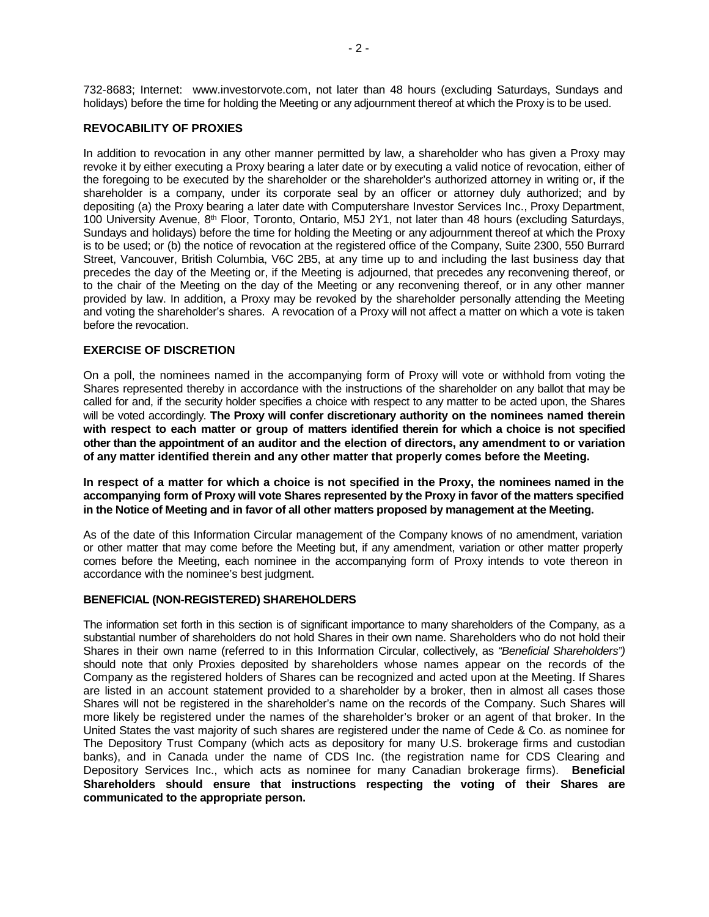732-8683; Internet: www.investorvote.com, not later than 48 hours (excluding Saturdays, Sundays and holidays) before the time for holding the Meeting or any adjournment thereof at which the Proxy is to be used.

## REVOCABILITY OF PROXIES

In addition to revocation in any other manner permitted by law, a shareholder who has given a Proxy may revoke it by either executing a Proxy bearing a later date or by executing a valid notice of revocation, either of the foregoing to be executed by the shareholder or the shareholder's authorized attorney in writing or, if the shareholder is a company, under its corporate seal by an officer or attorney duly authorized; and by depositing (a) the Proxy bearing a later date with Computershare Investor Services Inc., Proxy Department, 100 University Avenue, 8th Floor, Toronto, Ontario, M5J 2Y1, not later than 48 hours (excluding Saturdays, Sundays and holidays) before the time for holding the Meeting or any adjournment thereof at which the Proxy is to be used; or (b) the notice of revocation at the registered office of the Company, Suite 2300, 550 Burrard Street, Vancouver, British Columbia, V6C 2B5, at any time up to and including the last business day that precedes the day of the Meeting or, if the Meeting is adjourned, that precedes any reconvening thereof, or to the chair of the Meeting on the day of the Meeting or any reconvening thereof, or in any other manner provided by law. In addition, a Proxy may be revoked by the shareholder personally attending the Meeting and voting the shareholder's shares. A revocation of a Proxy will not affect a matter on which a vote is taken before the revocation.

## EXERCISE OF DISCRETION

On a poll, the nominees named in the accompanying form of Proxy will vote or withhold from voting the Shares represented thereby in accordance with the instructions of the shareholder on any ballot that may be called for and, if the security holder specifies a choice with respect to any matter to be acted upon, the Shares will be voted accordingly. **The Proxy will confer discretionary authority on the nominees named therein with respect to each matter or group of matters identified therein for which a choice is not specified other than the appointment of an auditor and the election of directors, any amendment to or variation of any matter identified therein and any other matter that properly comes before the Meeting.**

**In respect of a matter for which a choice is not specified in the Proxy, the nominees named in the accompanying form of Proxy will vote Shares represented by the Proxy in favor of the matters specified in the Notice of Meeting and in favor of all other matters proposed by management at the Meeting.**

As of the date of this Information Circular management of the Company knows of no amendment, variation or other matter that may come before the Meeting but, if any amendment, variation or other matter properly comes before the Meeting, each nominee in the accompanying form of Proxy intends to vote thereon in accordance with the nominee's best judgment.

## BENEFICIAL (NON-REGISTERED) SHAREHOLDERS

The information set forth in this section is of significant importance to many shareholders of the Company, as a substantial number of shareholders do not hold Shares in their own name. Shareholders who do not hold their Shares in their own name (referred to in this Information Circular, collectively, as *"Beneficial Shareholders")* should note that only Proxies deposited by shareholders whose names appear on the records of the Company as the registered holders of Shares can be recognized and acted upon at the Meeting. If Shares are listed in an account statement provided to a shareholder by a broker, then in almost all cases those Shares will not be registered in the shareholder's name on the records of the Company. Such Shares will more likely be registered under the names of the shareholder's broker or an agent of that broker. In the United States the vast majority of such shares are registered under the name of Cede & Co. as nominee for The Depository Trust Company (which acts as depository for many U.S. brokerage firms and custodian banks), and in Canada under the name of CDS Inc. (the registration name for CDS Clearing and Depository Services Inc., which acts as nominee for many Canadian brokerage firms). **Beneficial Shareholders should ensure that instructions respecting the voting of their Shares are communicated to the appropriate person.**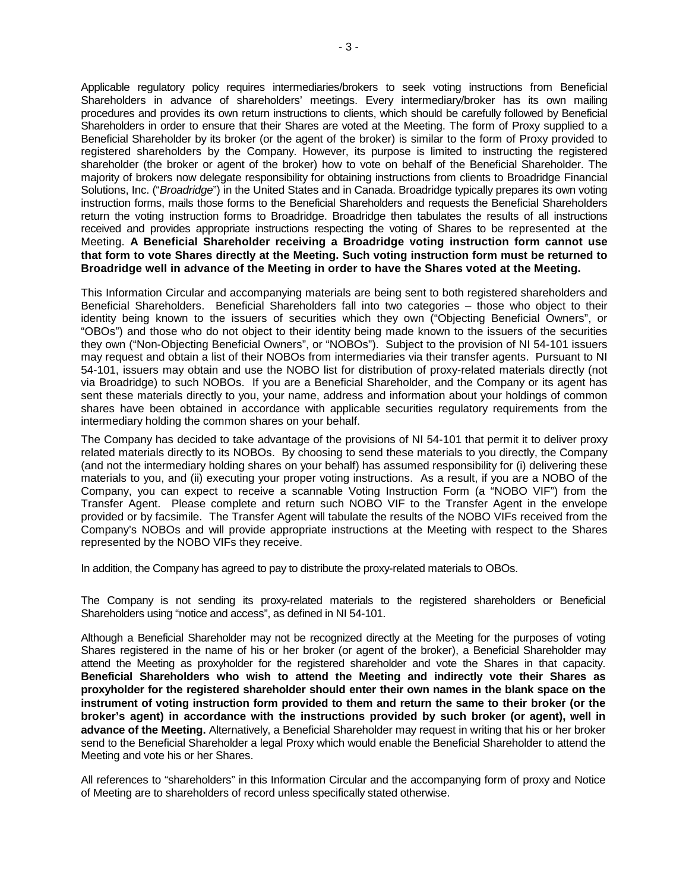Applicable regulatory policy requires intermediaries/brokers to seek voting instructions from Beneficial Shareholders in advance of shareholders' meetings. Every intermediary/broker has its own mailing procedures and provides its own return instructions to clients, which should be carefully followed by Beneficial Shareholders in order to ensure that their Shares are voted at the Meeting. The form of Proxy supplied to a Beneficial Shareholder by its broker (or the agent of the broker) is similar to the form of Proxy provided to registered shareholders by the Company. However, its purpose is limited to instructing the registered shareholder (the broker or agent of the broker) how to vote on behalf of the Beneficial Shareholder. The majority of brokers now delegate responsibility for obtaining instructions from clients to Broadridge Financial Solutions, Inc. ("*Broadridge*") in the United States and in Canada. Broadridge typically prepares its own voting instruction forms, mails those forms to the Beneficial Shareholders and requests the Beneficial Shareholders return the voting instruction forms to Broadridge. Broadridge then tabulates the results of all instructions received and provides appropriate instructions respecting the voting of Shares to be represented at the Meeting. **A Beneficial Shareholder receiving a Broadridge voting instruction form cannot use that form to vote Shares directly at the Meeting. Such voting instruction form must be returned to Broadridge well in advance of the Meeting in order to have the Shares voted at the Meeting.**

This Information Circular and accompanying materials are being sent to both registered shareholders and Beneficial Shareholders. Beneficial Shareholders fall into two categories – those who object to their identity being known to the issuers of securities which they own ("Objecting Beneficial Owners", or "OBOs") and those who do not object to their identity being made known to the issuers of the securities they own ("Non-Objecting Beneficial Owners", or "NOBOs"). Subject to the provision of NI 54-101 issuers may request and obtain a list of their NOBOs from intermediaries via their transfer agents. Pursuant to NI 54-101, issuers may obtain and use the NOBO list for distribution of proxy-related materials directly (not via Broadridge) to such NOBOs. If you are a Beneficial Shareholder, and the Company or its agent has sent these materials directly to you, your name, address and information about your holdings of common shares have been obtained in accordance with applicable securities regulatory requirements from the intermediary holding the common shares on your behalf.

The Company has decided to take advantage of the provisions of NI 54-101 that permit it to deliver proxy related materials directly to its NOBOs. By choosing to send these materials to you directly, the Company (and not the intermediary holding shares on your behalf) has assumed responsibility for (i) delivering these materials to you, and (ii) executing your proper voting instructions. As a result, if you are a NOBO of the Company, you can expect to receive a scannable Voting Instruction Form (a "NOBO VIF") from the Transfer Agent. Please complete and return such NOBO VIF to the Transfer Agent in the envelope provided or by facsimile. The Transfer Agent will tabulate the results of the NOBO VIFs received from the Company's NOBOs and will provide appropriate instructions at the Meeting with respect to the Shares represented by the NOBO VIFs they receive.

In addition, the Company has agreed to pay to distribute the proxy-related materials to OBOs.

The Company is not sending its proxy-related materials to the registered shareholders or Beneficial Shareholders using "notice and access", as defined in NI 54-101.

Although a Beneficial Shareholder may not be recognized directly at the Meeting for the purposes of voting Shares registered in the name of his or her broker (or agent of the broker), a Beneficial Shareholder may attend the Meeting as proxyholder for the registered shareholder and vote the Shares in that capacity. **Beneficial Shareholders who wish to attend the Meeting and indirectly vote their Shares as proxyholder for the registered shareholder should enter their own names in the blank space on the instrument of voting instruction form provided to them and return the same to their broker (or the broker's agent) in accordance with the instructions provided by such broker (or agent), well in advance of the Meeting.** Alternatively, a Beneficial Shareholder may request in writing that his or her broker send to the Beneficial Shareholder a legal Proxy which would enable the Beneficial Shareholder to attend the Meeting and vote his or her Shares.

All references to "shareholders" in this Information Circular and the accompanying form of proxy and Notice of Meeting are to shareholders of record unless specifically stated otherwise.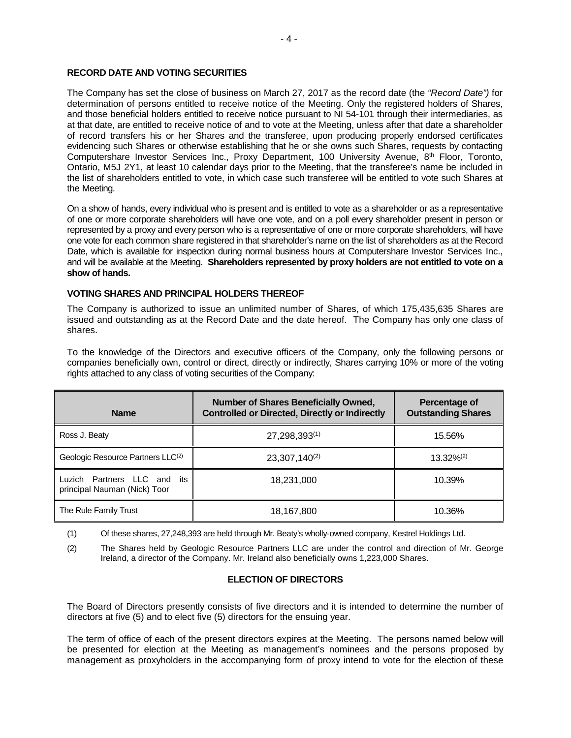### RECORD DATE AND VOTING SECURITIES

The Company has set the close of business on March 27, 2017 as the record date (the *"Record Date")* for determination of persons entitled to receive notice of the Meeting. Only the registered holders of Shares, and those beneficial holders entitled to receive notice pursuant to NI 54-101 through their intermediaries, as at that date, are entitled to receive notice of and to vote at the Meeting, unless after that date a shareholder of record transfers his or her Shares and the transferee, upon producing properly endorsed certificates evidencing such Shares or otherwise establishing that he or she owns such Shares, requests by contacting Computershare Investor Services Inc., Proxy Department, 100 University Avenue, 8th Floor, Toronto, Ontario, M5J 2Y1, at least 10 calendar days prior to the Meeting, that the transferee's name be included in the list of shareholders entitled to vote, in which case such transferee will be entitled to vote such Shares at the Meeting.

On a show of hands, every individual who is present and is entitled to vote as a shareholder or as a representative of one or more corporate shareholders will have one vote, and on a poll every shareholder present in person or represented by a proxy and every person who is a representative of one or more corporate shareholders, will have one vote for each common share registered in that shareholder's name on the list of shareholders as at the Record Date, which is available for inspection during normal business hours at Computershare Investor Services Inc., and will be available at the Meeting. **Shareholders represented by proxy holders are not entitled to vote on a show of hands.**

### VOTING SHARES AND PRINCIPAL HOLDERS THEREOF

The Company is authorized to issue an unlimited number of Shares, of which 175,435,635 Shares are issued and outstanding as at the Record Date and the date hereof. The Company has only one class of shares.

To the knowledge of the Directors and executive officers of the Company, only the following persons or companies beneficially own, control or direct, directly or indirectly, Shares carrying 10% or more of the voting rights attached to any class of voting securities of the Company:

| Name | Number of Shares Beneficially Owned, Controlled or Directed, Directly or Indirectly | Percentage of Outstanding Shares |
|---|---|---|
| Ross J. Beaty | 27,298,393(1) | 15.56% |
| Geologic Resource Partners LLC(2) | 23,307,140(2) | 13.32%(2) |
| Luzich Partners LLC and its principal Nauman (Nick) Toor | 18,231,000 | 10.39% |
| The Rule Family Trust | 18,167,800 | 10.36% |

(1) Of these shares, 27,248,393 are held through Mr. Beaty's wholly-owned company, Kestrel Holdings Ltd.

(2) The Shares held by Geologic Resource Partners LLC are under the control and direction of Mr. George Ireland, a director of the Company. Mr. Ireland also beneficially owns 1,223,000 Shares.

### ELECTION OF DIRECTORS

The Board of Directors presently consists of five directors and it is intended to determine the number of directors at five (5) and to elect five (5) directors for the ensuing year.

The term of office of each of the present directors expires at the Meeting. The persons named below will be presented for election at the Meeting as management's nominees and the persons proposed by management as proxyholders in the accompanying form of proxy intend to vote for the election of these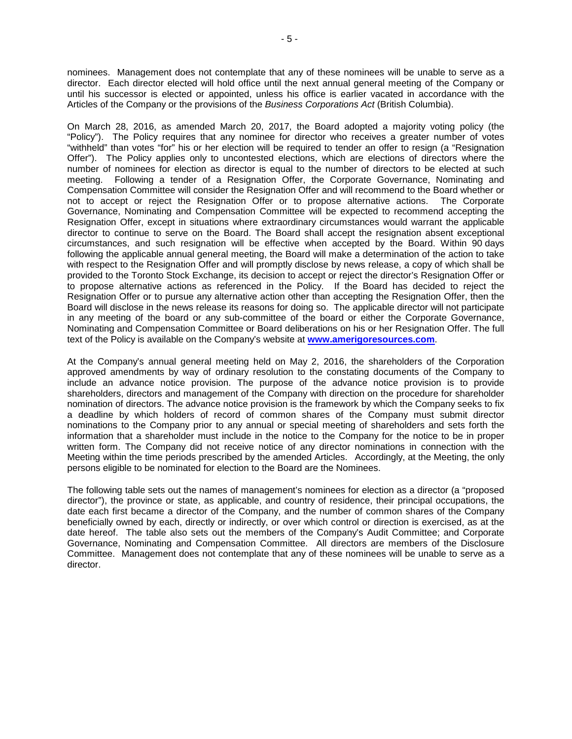nominees. Management does not contemplate that any of these nominees will be unable to serve as a director. Each director elected will hold office until the next annual general meeting of the Company or until his successor is elected or appointed, unless his office is earlier vacated in accordance with the Articles of the Company or the provisions of the *Business Corporations Act* (British Columbia).

On March 28, 2016, as amended March 20, 2017, the Board adopted a majority voting policy (the "Policy"). The Policy requires that any nominee for director who receives a greater number of votes "withheld" than votes "for" his or her election will be required to tender an offer to resign (a "Resignation Offer"). The Policy applies only to uncontested elections, which are elections of directors where the number of nominees for election as director is equal to the number of directors to be elected at such meeting. Following a tender of a Resignation Offer, the Corporate Governance, Nominating and Compensation Committee will consider the Resignation Offer and will recommend to the Board whether or not to accept or reject the Resignation Offer or to propose alternative actions. The Corporate Governance, Nominating and Compensation Committee will be expected to recommend accepting the Resignation Offer, except in situations where extraordinary circumstances would warrant the applicable director to continue to serve on the Board. The Board shall accept the resignation absent exceptional circumstances, and such resignation will be effective when accepted by the Board. Within 90 days following the applicable annual general meeting, the Board will make a determination of the action to take with respect to the Resignation Offer and will promptly disclose by news release, a copy of which shall be provided to the Toronto Stock Exchange, its decision to accept or reject the director's Resignation Offer or to propose alternative actions as referenced in the Policy. If the Board has decided to reject the Resignation Offer or to pursue any alternative action other than accepting the Resignation Offer, then the Board will disclose in the news release its reasons for doing so. The applicable director will not participate in any meeting of the board or any sub-committee of the board or either the Corporate Governance, Nominating and Compensation Committee or Board deliberations on his or her Resignation Offer. The full text of the Policy is available on the Company's website at **www.amerigoresources.com**.

At the Company's annual general meeting held on May 2, 2016, the shareholders of the Corporation approved amendments by way of ordinary resolution to the constating documents of the Company to include an advance notice provision. The purpose of the advance notice provision is to provide shareholders, directors and management of the Company with direction on the procedure for shareholder nomination of directors. The advance notice provision is the framework by which the Company seeks to fix a deadline by which holders of record of common shares of the Company must submit director nominations to the Company prior to any annual or special meeting of shareholders and sets forth the information that a shareholder must include in the notice to the Company for the notice to be in proper written form. The Company did not receive notice of any director nominations in connection with the Meeting within the time periods prescribed by the amended Articles. Accordingly, at the Meeting, the only persons eligible to be nominated for election to the Board are the Nominees.

The following table sets out the names of management's nominees for election as a director (a "proposed director"), the province or state, as applicable, and country of residence, their principal occupations, the date each first became a director of the Company, and the number of common shares of the Company beneficially owned by each, directly or indirectly, or over which control or direction is exercised, as at the date hereof. The table also sets out the members of the Company's Audit Committee; and Corporate Governance, Nominating and Compensation Committee. All directors are members of the Disclosure Committee. Management does not contemplate that any of these nominees will be unable to serve as a director.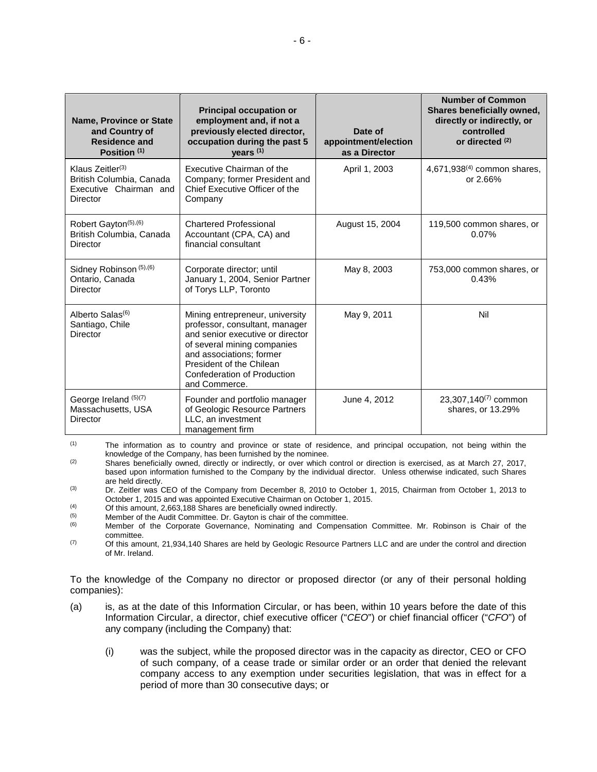| Name, Province or State and Country of Residence and Position [(1)] | Principal occupation or employment and, if not a previously elected director, occupation during the past 5 years [(1)] | Date of appointment/election as a Director | Number of Common Shares beneficially owned, directly or indirectly, or controlled or directed [(2)] |
|---|---|---|---|
| Klaus Zeitler[(3)]<br>British Columbia, Canada<br>Executive Chairman and Director | Executive Chairman of the Company; former President and Chief Executive Officer of the Company | April 1, 2003 | 4,671,938[(4)] common shares, or 2.66% |
| Robert Gayton[(5),(6)]<br>British Columbia, Canada<br>Director | Chartered Professional Accountant (CPA, CA) and financial consultant | August 15, 2004 | 119,500 common shares, or 0.07% |
| Sidney Robinson [(5),(6)]<br>Ontario, Canada<br>Director | Corporate director; until January 1, 2004, Senior Partner of Torys LLP, Toronto | May 8, 2003 | 753,000 common shares, or 0.43% |
| Alberto Salas[(6)]<br>Santiago, Chile<br>Director | Mining entrepreneur, university professor, consultant, manager and senior executive or director of several mining companies and associations; former President of the Chilean Confederation of Production and Commerce. | May 9, 2011 | Nil |
| George Ireland [(5)(7)]<br>Massachusetts, USA<br>Director | Founder and portfolio manager of Geologic Resource Partners LLC, an investment management firm | June 4, 2012 | 23,307,140[(7)] common shares, or 13.29% |

(1) The information as to country and province or state of residence, and principal occupation, not being within the knowledge of the Company, has been furnished by the nominee.

(2) Shares beneficially owned, directly or indirectly, or over which control or direction is exercised, as at March 27, 2017, based upon information furnished to the Company by the individual director. Unless otherwise indicated, such Shares are held directly.

(3) Dr. Zeitler was CEO of the Company from December 8, 2010 to October 1, 2015, Chairman from October 1, 2013 to October 1, 2015 and was appointed Executive Chairman on October 1, 2015.

(4) Of this amount, 2,663,188 Shares are beneficially owned indirectly.

(5) Member of the Audit Committee. Dr. Gayton is chair of the committee.

(6) Member of the Corporate Governance, Nominating and Compensation Committee. Mr. Robinson is Chair of the committee.

(7) Of this amount, 21,934,140 Shares are held by Geologic Resource Partners LLC and are under the control and direction of Mr. Ireland.

To the knowledge of the Company no director or proposed director (or any of their personal holding companies):

(a) is, as at the date of this Information Circular, or has been, within 10 years before the date of this Information Circular, a director, chief executive officer ("*CEO*") or chief financial officer ("*CFO*") of any company (including the Company) that:

  (i) was the subject, while the proposed director was in the capacity as director, CEO or CFO of such company, of a cease trade or similar order or an order that denied the relevant company access to any exemption under securities legislation, that was in effect for a period of more than 30 consecutive days; or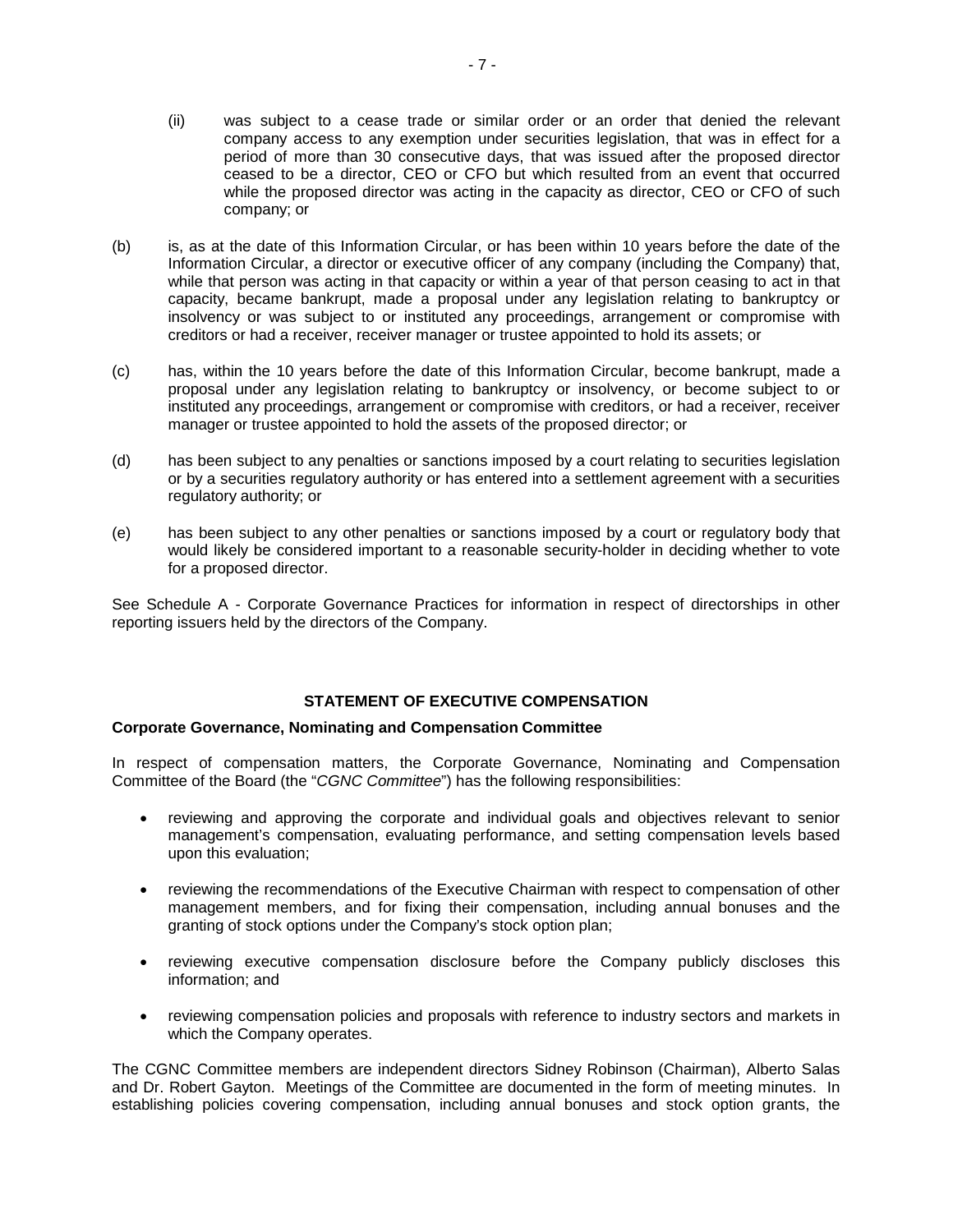(ii) was subject to a cease trade or similar order or an order that denied the relevant company access to any exemption under securities legislation, that was in effect for a period of more than 30 consecutive days, that was issued after the proposed director ceased to be a director, CEO or CFO but which resulted from an event that occurred while the proposed director was acting in the capacity as director, CEO or CFO of such company; or

(b) is, as at the date of this Information Circular, or has been within 10 years before the date of the Information Circular, a director or executive officer of any company (including the Company) that, while that person was acting in that capacity or within a year of that person ceasing to act in that capacity, became bankrupt, made a proposal under any legislation relating to bankruptcy or insolvency or was subject to or instituted any proceedings, arrangement or compromise with creditors or had a receiver, receiver manager or trustee appointed to hold its assets; or

(c) has, within the 10 years before the date of this Information Circular, become bankrupt, made a proposal under any legislation relating to bankruptcy or insolvency, or become subject to or instituted any proceedings, arrangement or compromise with creditors, or had a receiver, receiver manager or trustee appointed to hold the assets of the proposed director; or

(d) has been subject to any penalties or sanctions imposed by a court relating to securities legislation or by a securities regulatory authority or has entered into a settlement agreement with a securities regulatory authority; or

(e) has been subject to any other penalties or sanctions imposed by a court or regulatory body that would likely be considered important to a reasonable security-holder in deciding whether to vote for a proposed director.

See Schedule A - Corporate Governance Practices for information in respect of directorships in other reporting issuers held by the directors of the Company.

## STATEMENT OF EXECUTIVE COMPENSATION

### Corporate Governance, Nominating and Compensation Committee

In respect of compensation matters, the Corporate Governance, Nominating and Compensation Committee of the Board (the "*CGNC Committee*") has the following responsibilities:

- reviewing and approving the corporate and individual goals and objectives relevant to senior management's compensation, evaluating performance, and setting compensation levels based upon this evaluation;
- reviewing the recommendations of the Executive Chairman with respect to compensation of other management members, and for fixing their compensation, including annual bonuses and the granting of stock options under the Company's stock option plan;
- reviewing executive compensation disclosure before the Company publicly discloses this information; and
- reviewing compensation policies and proposals with reference to industry sectors and markets in which the Company operates.

The CGNC Committee members are independent directors Sidney Robinson (Chairman), Alberto Salas and Dr. Robert Gayton. Meetings of the Committee are documented in the form of meeting minutes. In establishing policies covering compensation, including annual bonuses and stock option grants, the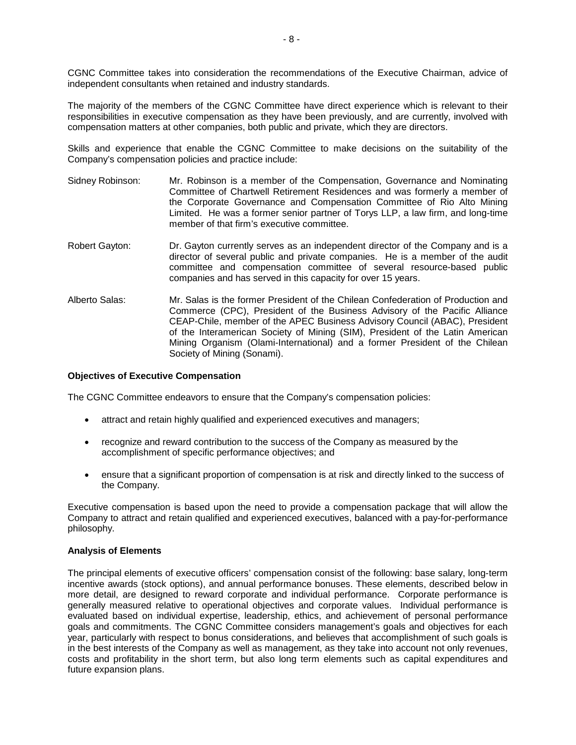CGNC Committee takes into consideration the recommendations of the Executive Chairman, advice of independent consultants when retained and industry standards.

The majority of the members of the CGNC Committee have direct experience which is relevant to their responsibilities in executive compensation as they have been previously, and are currently, involved with compensation matters at other companies, both public and private, which they are directors.

Skills and experience that enable the CGNC Committee to make decisions on the suitability of the Company's compensation policies and practice include:

Sidney Robinson: Mr. Robinson is a member of the Compensation, Governance and Nominating Committee of Chartwell Retirement Residences and was formerly a member of the Corporate Governance and Compensation Committee of Rio Alto Mining Limited. He was a former senior partner of Torys LLP, a law firm, and long-time member of that firm's executive committee.

Robert Gayton: Dr. Gayton currently serves as an independent director of the Company and is a director of several public and private companies. He is a member of the audit committee and compensation committee of several resource-based public companies and has served in this capacity for over 15 years.

Alberto Salas: Mr. Salas is the former President of the Chilean Confederation of Production and Commerce (CPC), President of the Business Advisory of the Pacific Alliance CEAP-Chile, member of the APEC Business Advisory Council (ABAC), President of the Interamerican Society of Mining (SIM), President of the Latin American Mining Organism (Olami-International) and a former President of the Chilean Society of Mining (Sonami).

**Objectives of Executive Compensation**

The CGNC Committee endeavors to ensure that the Company's compensation policies:

- attract and retain highly qualified and experienced executives and managers;
- recognize and reward contribution to the success of the Company as measured by the accomplishment of specific performance objectives; and
- ensure that a significant proportion of compensation is at risk and directly linked to the success of the Company.

Executive compensation is based upon the need to provide a compensation package that will allow the Company to attract and retain qualified and experienced executives, balanced with a pay-for-performance philosophy.

**Analysis of Elements**

The principal elements of executive officers' compensation consist of the following: base salary, long-term incentive awards (stock options), and annual performance bonuses. These elements, described below in more detail, are designed to reward corporate and individual performance. Corporate performance is generally measured relative to operational objectives and corporate values. Individual performance is evaluated based on individual expertise, leadership, ethics, and achievement of personal performance goals and commitments. The CGNC Committee considers management's goals and objectives for each year, particularly with respect to bonus considerations, and believes that accomplishment of such goals is in the best interests of the Company as well as management, as they take into account not only revenues, costs and profitability in the short term, but also long term elements such as capital expenditures and future expansion plans.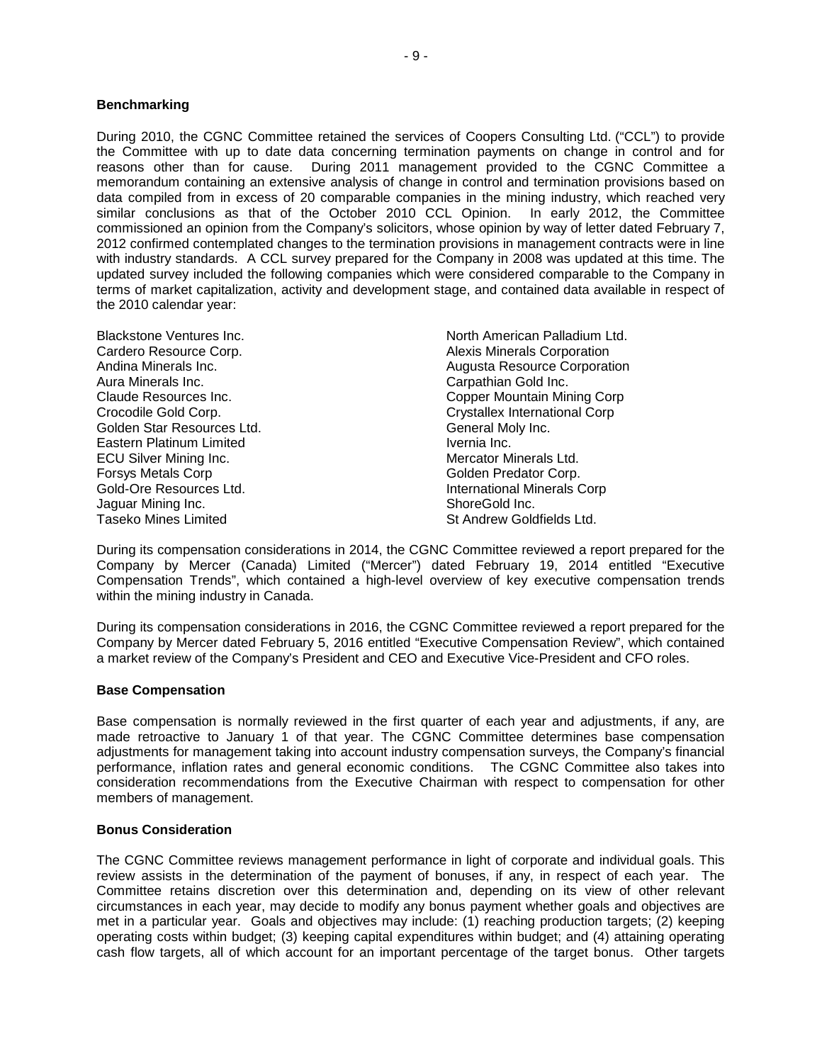**Benchmarking**

During 2010, the CGNC Committee retained the services of Coopers Consulting Ltd. ("CCL") to provide the Committee with up to date data concerning termination payments on change in control and for reasons other than for cause. During 2011 management provided to the CGNC Committee a memorandum containing an extensive analysis of change in control and termination provisions based on data compiled from in excess of 20 comparable companies in the mining industry, which reached very similar conclusions as that of the October 2010 CCL Opinion. In early 2012, the Committee commissioned an opinion from the Company's solicitors, whose opinion by way of letter dated February 7, 2012 confirmed contemplated changes to the termination provisions in management contracts were in line with industry standards. A CCL survey prepared for the Company in 2008 was updated at this time. The updated survey included the following companies which were considered comparable to the Company in terms of market capitalization, activity and development stage, and contained data available in respect of the 2010 calendar year:

Blackstone Ventures Inc.
Cardero Resource Corp.
Andina Minerals Inc.
Aura Minerals Inc.
Claude Resources Inc.
Crocodile Gold Corp.
Golden Star Resources Ltd.
Eastern Platinum Limited
ECU Silver Mining Inc.
Forsys Metals Corp
Gold-Ore Resources Ltd.
Jaguar Mining Inc.
Taseko Mines Limited
North American Palladium Ltd.
Alexis Minerals Corporation
Augusta Resource Corporation
Carpathian Gold Inc.
Copper Mountain Mining Corp
Crystallex International Corp
General Moly Inc.
Ivernia Inc.
Mercator Minerals Ltd.
Golden Predator Corp.
International Minerals Corp
ShoreGold Inc.
St Andrew Goldfields Ltd.

During its compensation considerations in 2014, the CGNC Committee reviewed a report prepared for the Company by Mercer (Canada) Limited ("Mercer") dated February 19, 2014 entitled "Executive Compensation Trends", which contained a high-level overview of key executive compensation trends within the mining industry in Canada.

During its compensation considerations in 2016, the CGNC Committee reviewed a report prepared for the Company by Mercer dated February 5, 2016 entitled "Executive Compensation Review", which contained a market review of the Company's President and CEO and Executive Vice-President and CFO roles.

**Base Compensation**

Base compensation is normally reviewed in the first quarter of each year and adjustments, if any, are made retroactive to January 1 of that year. The CGNC Committee determines base compensation adjustments for management taking into account industry compensation surveys, the Company's financial performance, inflation rates and general economic conditions. The CGNC Committee also takes into consideration recommendations from the Executive Chairman with respect to compensation for other members of management.

**Bonus Consideration**

The CGNC Committee reviews management performance in light of corporate and individual goals. This review assists in the determination of the payment of bonuses, if any, in respect of each year. The Committee retains discretion over this determination and, depending on its view of other relevant circumstances in each year, may decide to modify any bonus payment whether goals and objectives are met in a particular year. Goals and objectives may include: (1) reaching production targets; (2) keeping operating costs within budget; (3) keeping capital expenditures within budget; and (4) attaining operating cash flow targets, all of which account for an important percentage of the target bonus. Other targets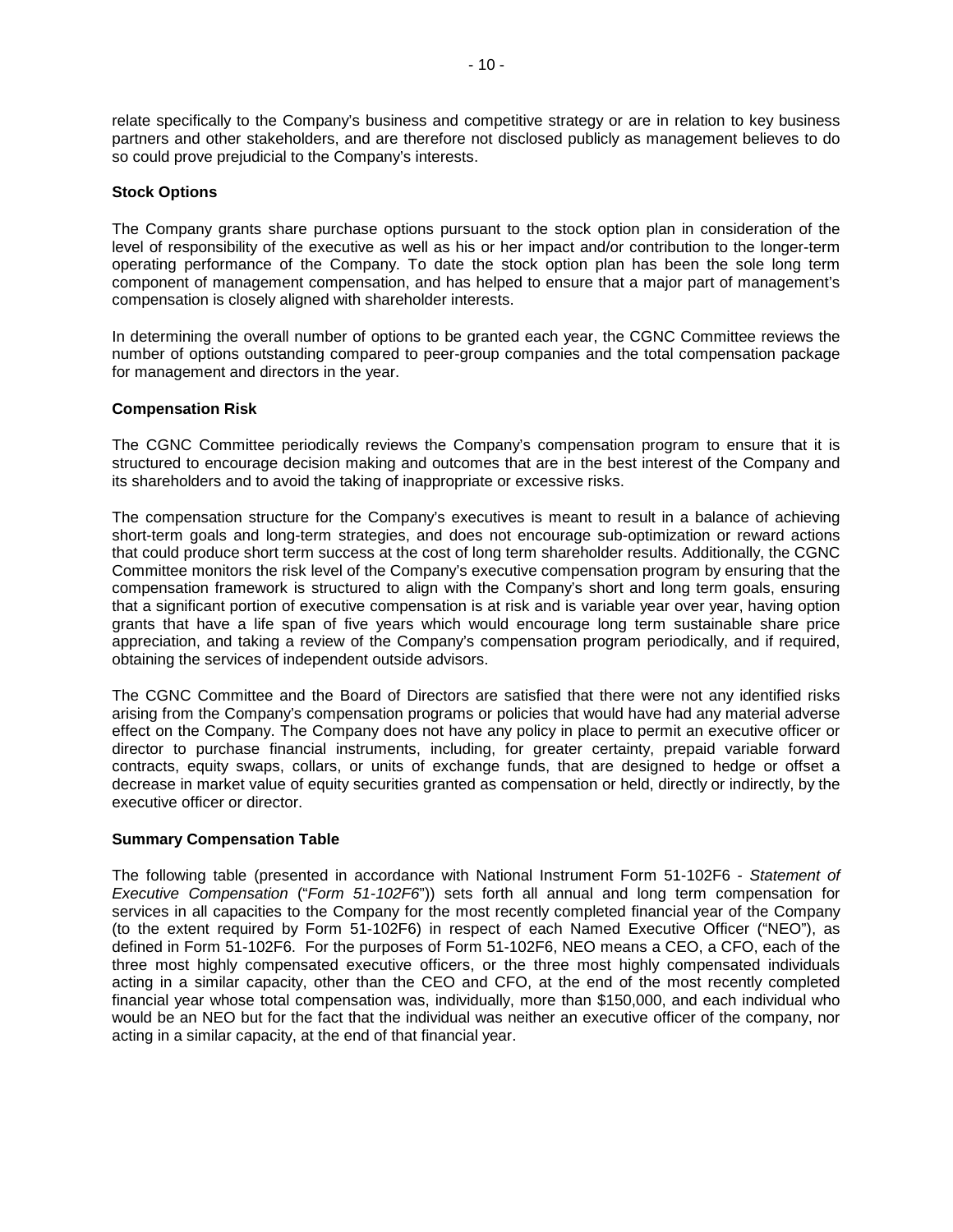relate specifically to the Company's business and competitive strategy or are in relation to key business partners and other stakeholders, and are therefore not disclosed publicly as management believes to do so could prove prejudicial to the Company's interests.

**Stock Options**

The Company grants share purchase options pursuant to the stock option plan in consideration of the level of responsibility of the executive as well as his or her impact and/or contribution to the longer-term operating performance of the Company. To date the stock option plan has been the sole long term component of management compensation, and has helped to ensure that a major part of management's compensation is closely aligned with shareholder interests.

In determining the overall number of options to be granted each year, the CGNC Committee reviews the number of options outstanding compared to peer-group companies and the total compensation package for management and directors in the year.

**Compensation Risk**

The CGNC Committee periodically reviews the Company's compensation program to ensure that it is structured to encourage decision making and outcomes that are in the best interest of the Company and its shareholders and to avoid the taking of inappropriate or excessive risks.

The compensation structure for the Company's executives is meant to result in a balance of achieving short-term goals and long-term strategies, and does not encourage sub-optimization or reward actions that could produce short term success at the cost of long term shareholder results. Additionally, the CGNC Committee monitors the risk level of the Company's executive compensation program by ensuring that the compensation framework is structured to align with the Company's short and long term goals, ensuring that a significant portion of executive compensation is at risk and is variable year over year, having option grants that have a life span of five years which would encourage long term sustainable share price appreciation, and taking a review of the Company's compensation program periodically, and if required, obtaining the services of independent outside advisors.

The CGNC Committee and the Board of Directors are satisfied that there were not any identified risks arising from the Company's compensation programs or policies that would have had any material adverse effect on the Company. The Company does not have any policy in place to permit an executive officer or director to purchase financial instruments, including, for greater certainty, prepaid variable forward contracts, equity swaps, collars, or units of exchange funds, that are designed to hedge or offset a decrease in market value of equity securities granted as compensation or held, directly or indirectly, by the executive officer or director.

**Summary Compensation Table**

The following table (presented in accordance with National Instrument Form 51-102F6 - *Statement of Executive Compensation* ("*Form 51-102F6*")) sets forth all annual and long term compensation for services in all capacities to the Company for the most recently completed financial year of the Company (to the extent required by Form 51-102F6) in respect of each Named Executive Officer ("NEO"), as defined in Form 51-102F6. For the purposes of Form 51-102F6, NEO means a CEO, a CFO, each of the three most highly compensated executive officers, or the three most highly compensated individuals acting in a similar capacity, other than the CEO and CFO, at the end of the most recently completed financial year whose total compensation was, individually, more than $150,000, and each individual who would be an NEO but for the fact that the individual was neither an executive officer of the company, nor acting in a similar capacity, at the end of that financial year.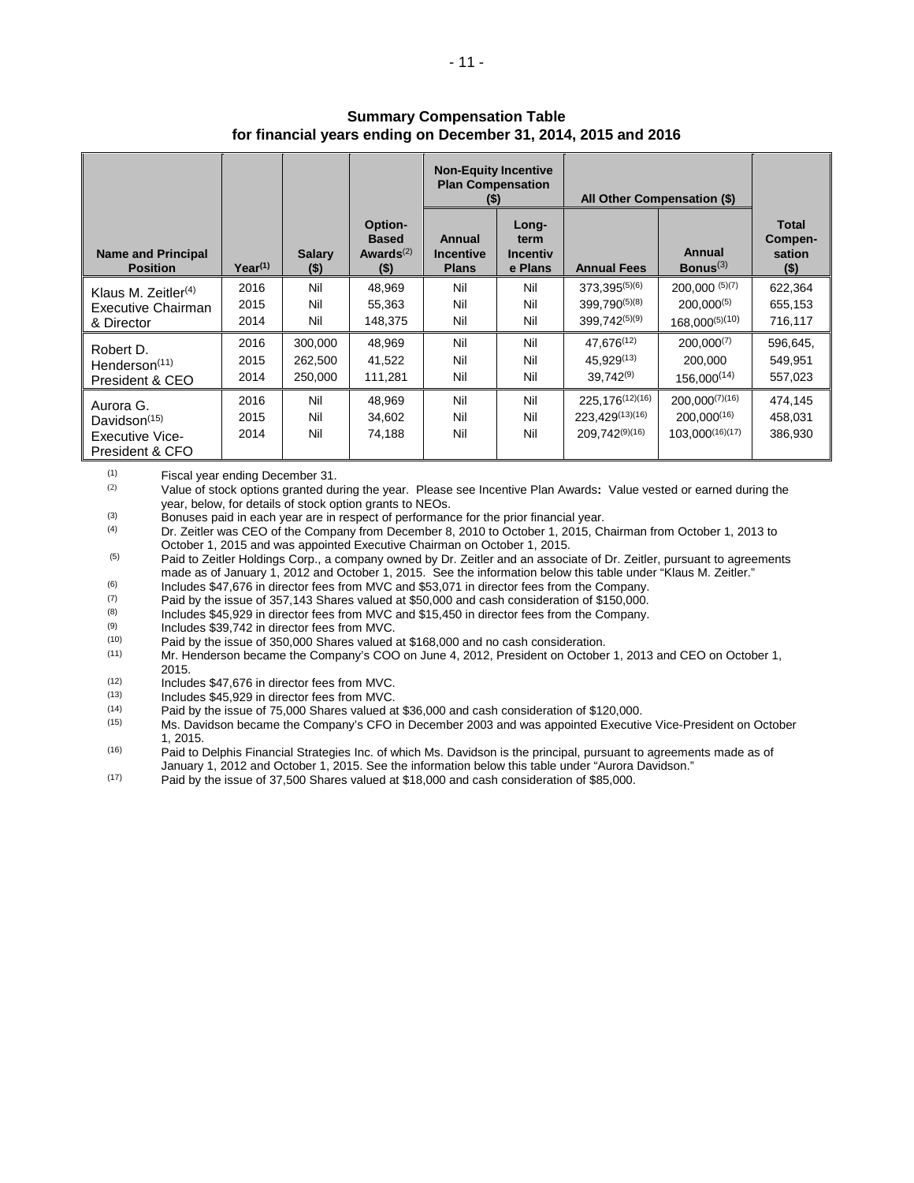**Summary Compensation Table**
**for financial years ending on December 31, 2014, 2015 and 2016**

| Name and Principal Position | Year[(1)] | Salary ($) | Option-Based Awards[(2)] ($) | Non-Equity Incentive Plan Compensation ($) | | All Other Compensation ($) | | Total Compen-sation ($) |
|---|---|---|---|---|---|---|---|---|
| | | | | Annual Incentive Plans | Long-term Incentive Plans | Annual Fees | Annual Bonus[(3)] | |
| Klaus M. Zeitler[(4)] Executive Chairman & Director | 2016 | Nil | 48,969 | Nil | Nil | 373,395[(5)(6)] | 200,000 [(5)(7)] | 622,364 |
| | 2015 | Nil | 55,363 | Nil | Nil | 399,790[(5)(8)] | 200,000[(5)] | 655,153 |
| | 2014 | Nil | 148,375 | Nil | Nil | 399,742[(5)(9)] | 168,000[(5)(10)] | 716,117 |
| Robert D. Henderson[(11)] President & CEO | 2016 | 300,000 | 48,969 | Nil | Nil | 47,676[(12)] | 200,000[(7)] | 596,645, |
| | 2015 | 262,500 | 41,522 | Nil | Nil | 45,929[(13)] | 200,000 | 549,951 |
| | 2014 | 250,000 | 111,281 | Nil | Nil | 39,742[(9)] | 156,000[(14)] | 557,023 |
| Aurora G. Davidson[(15)] Executive Vice-President & CFO | 2016 | Nil | 48,969 | Nil | Nil | 225,176[(12)(16)] | 200,000[(7)(16)] | 474,145 |
| | 2015 | Nil | 34,602 | Nil | Nil | 223,429[(13)(16)] | 200,000[(16)] | 458,031 |
| | 2014 | Nil | 74,188 | Nil | Nil | 209,742[(9)(16)] | 103,000[(16)(17)] | 386,930 |

(1) Fiscal year ending December 31.

(2) Value of stock options granted during the year. Please see Incentive Plan Awards**:** Value vested or earned during the year, below, for details of stock option grants to NEOs.

(3) Bonuses paid in each year are in respect of performance for the prior financial year.

(4) Dr. Zeitler was CEO of the Company from December 8, 2010 to October 1, 2015, Chairman from October 1, 2013 to October 1, 2015 and was appointed Executive Chairman on October 1, 2015.

(5) Paid to Zeitler Holdings Corp., a company owned by Dr. Zeitler and an associate of Dr. Zeitler, pursuant to agreements made as of January 1, 2012 and October 1, 2015. See the information below this table under "Klaus M. Zeitler."

(6) Includes $47,676 in director fees from MVC and $53,071 in director fees from the Company.

(7) Paid by the issue of 357,143 Shares valued at $50,000 and cash consideration of $150,000.

(8) Includes $45,929 in director fees from MVC and $15,450 in director fees from the Company.

(9) Includes $39,742 in director fees from MVC.

(10) Paid by the issue of 350,000 Shares valued at $168,000 and no cash consideration.

(11) Mr. Henderson became the Company's COO on June 4, 2012, President on October 1, 2013 and CEO on October 1, 2015.

(12) Includes $47,676 in director fees from MVC.

(13) Includes $45,929 in director fees from MVC.

(14) Paid by the issue of 75,000 Shares valued at $36,000 and cash consideration of $120,000.

(15) Ms. Davidson became the Company's CFO in December 2003 and was appointed Executive Vice-President on October 1, 2015.

(16) Paid to Delphis Financial Strategies Inc. of which Ms. Davidson is the principal, pursuant to agreements made as of January 1, 2012 and October 1, 2015. See the information below this table under "Aurora Davidson."

(17) Paid by the issue of 37,500 Shares valued at $18,000 and cash consideration of $85,000.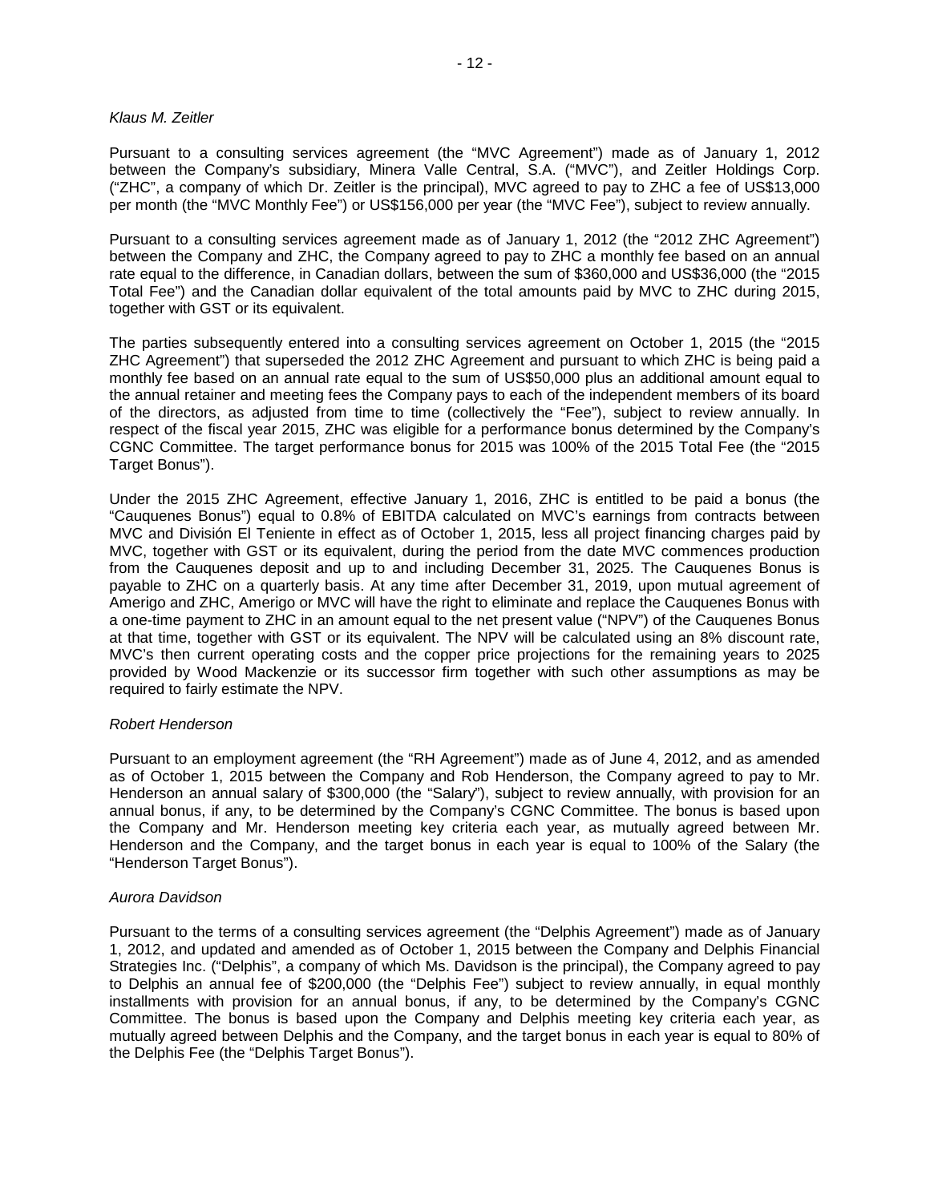*Klaus M. Zeitler*

Pursuant to a consulting services agreement (the "MVC Agreement") made as of January 1, 2012 between the Company's subsidiary, Minera Valle Central, S.A. ("MVC"), and Zeitler Holdings Corp. ("ZHC", a company of which Dr. Zeitler is the principal), MVC agreed to pay to ZHC a fee of US$13,000 per month (the "MVC Monthly Fee") or US$156,000 per year (the "MVC Fee"), subject to review annually.

Pursuant to a consulting services agreement made as of January 1, 2012 (the "2012 ZHC Agreement") between the Company and ZHC, the Company agreed to pay to ZHC a monthly fee based on an annual rate equal to the difference, in Canadian dollars, between the sum of $360,000 and US$36,000 (the "2015 Total Fee") and the Canadian dollar equivalent of the total amounts paid by MVC to ZHC during 2015, together with GST or its equivalent.

The parties subsequently entered into a consulting services agreement on October 1, 2015 (the "2015 ZHC Agreement") that superseded the 2012 ZHC Agreement and pursuant to which ZHC is being paid a monthly fee based on an annual rate equal to the sum of US$50,000 plus an additional amount equal to the annual retainer and meeting fees the Company pays to each of the independent members of its board of the directors, as adjusted from time to time (collectively the "Fee"), subject to review annually. In respect of the fiscal year 2015, ZHC was eligible for a performance bonus determined by the Company's CGNC Committee. The target performance bonus for 2015 was 100% of the 2015 Total Fee (the "2015 Target Bonus").

Under the 2015 ZHC Agreement, effective January 1, 2016, ZHC is entitled to be paid a bonus (the "Cauquenes Bonus") equal to 0.8% of EBITDA calculated on MVC's earnings from contracts between MVC and División El Teniente in effect as of October 1, 2015, less all project financing charges paid by MVC, together with GST or its equivalent, during the period from the date MVC commences production from the Cauquenes deposit and up to and including December 31, 2025. The Cauquenes Bonus is payable to ZHC on a quarterly basis. At any time after December 31, 2019, upon mutual agreement of Amerigo and ZHC, Amerigo or MVC will have the right to eliminate and replace the Cauquenes Bonus with a one-time payment to ZHC in an amount equal to the net present value ("NPV") of the Cauquenes Bonus at that time, together with GST or its equivalent. The NPV will be calculated using an 8% discount rate, MVC's then current operating costs and the copper price projections for the remaining years to 2025 provided by Wood Mackenzie or its successor firm together with such other assumptions as may be required to fairly estimate the NPV.

*Robert Henderson*

Pursuant to an employment agreement (the "RH Agreement") made as of June 4, 2012, and as amended as of October 1, 2015 between the Company and Rob Henderson, the Company agreed to pay to Mr. Henderson an annual salary of $300,000 (the "Salary"), subject to review annually, with provision for an annual bonus, if any, to be determined by the Company's CGNC Committee. The bonus is based upon the Company and Mr. Henderson meeting key criteria each year, as mutually agreed between Mr. Henderson and the Company, and the target bonus in each year is equal to 100% of the Salary (the "Henderson Target Bonus").

*Aurora Davidson*

Pursuant to the terms of a consulting services agreement (the "Delphis Agreement") made as of January 1, 2012, and updated and amended as of October 1, 2015 between the Company and Delphis Financial Strategies Inc. ("Delphis", a company of which Ms. Davidson is the principal), the Company agreed to pay to Delphis an annual fee of $200,000 (the "Delphis Fee") subject to review annually, in equal monthly installments with provision for an annual bonus, if any, to be determined by the Company's CGNC Committee. The bonus is based upon the Company and Delphis meeting key criteria each year, as mutually agreed between Delphis and the Company, and the target bonus in each year is equal to 80% of the Delphis Fee (the "Delphis Target Bonus").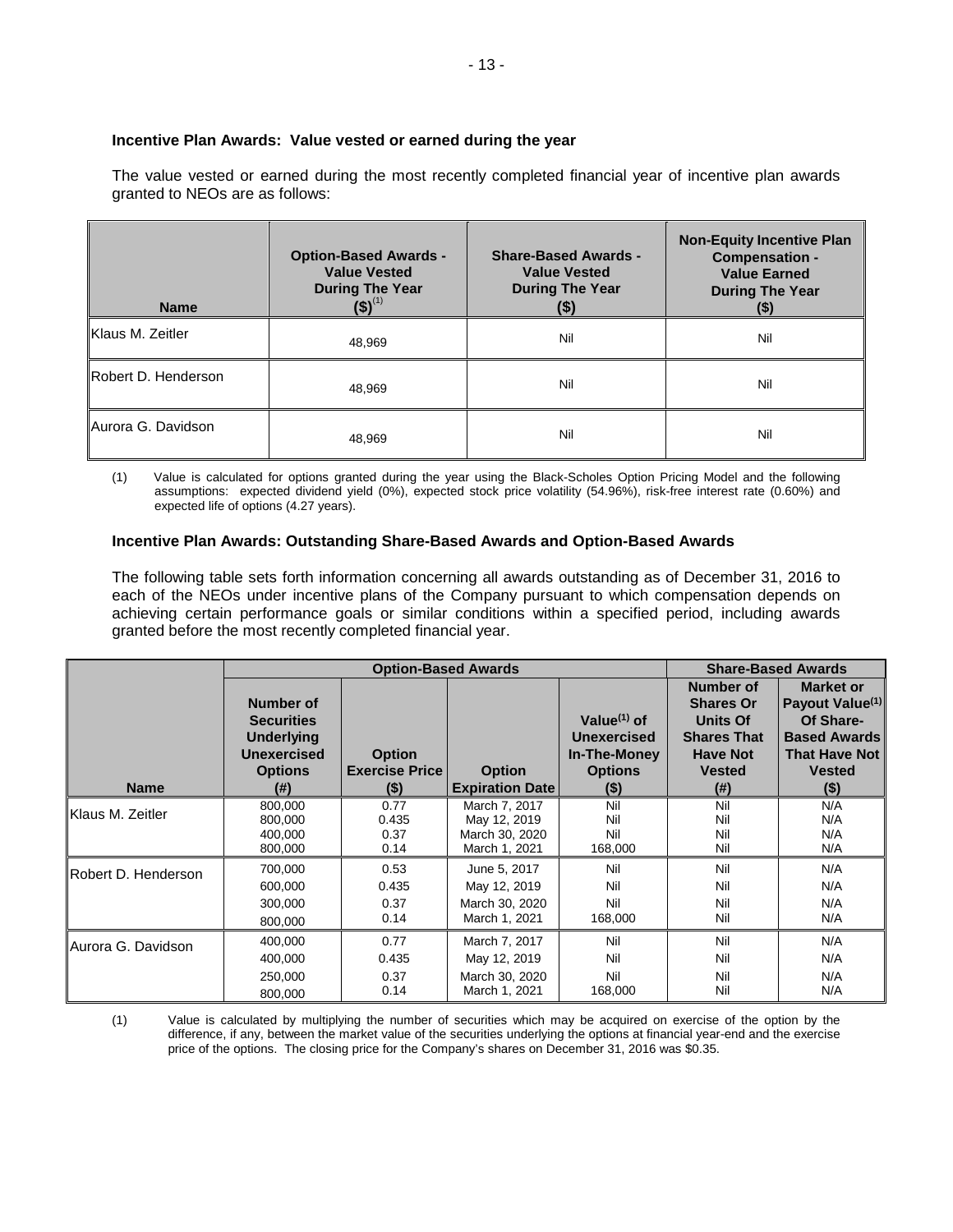### Incentive Plan Awards: Value vested or earned during the year

The value vested or earned during the most recently completed financial year of incentive plan awards granted to NEOs are as follows:

| Name | Option-Based Awards - Value Vested During The Year ($)[(1)] | Share-Based Awards - Value Vested During The Year ($) | Non-Equity Incentive Plan Compensation - Value Earned During The Year ($) |
|---|---|---|---|
| Klaus M. Zeitler | 48,969 | Nil | Nil |
| Robert D. Henderson | 48,969 | Nil | Nil |
| Aurora G. Davidson | 48,969 | Nil | Nil |

(1) Value is calculated for options granted during the year using the Black-Scholes Option Pricing Model and the following assumptions: expected dividend yield (0%), expected stock price volatility (54.96%), risk-free interest rate (0.60%) and expected life of options (4.27 years).

### Incentive Plan Awards: Outstanding Share-Based Awards and Option-Based Awards

The following table sets forth information concerning all awards outstanding as of December 31, 2016 to each of the NEOs under incentive plans of the Company pursuant to which compensation depends on achieving certain performance goals or similar conditions within a specified period, including awards granted before the most recently completed financial year.

| | Option-Based Awards | | | | Share-Based Awards | |
|---|---|---|---|---|---|---|
| Name | Number of Securities Underlying Unexercised Options (#) | Option Exercise Price ($) | Option Expiration Date | Value[(1)] of Unexercised In-The-Money Options ($) | Number of Shares Or Units Of Shares That Have Not Vested (#) | Market or Payout Value[(1)] Of Share-Based Awards That Have Not Vested ($) |
| Klaus M. Zeitler | 800,000 | 0.77 | March 7, 2017 | Nil | Nil | N/A |
| | 800,000 | 0.435 | May 12, 2019 | Nil | Nil | N/A |
| | 400,000 | 0.37 | March 30, 2020 | Nil | Nil | N/A |
| | 800,000 | 0.14 | March 1, 2021 | 168,000 | Nil | N/A |
| Robert D. Henderson | 700,000 | 0.53 | June 5, 2017 | Nil | Nil | N/A |
| | 600,000 | 0.435 | May 12, 2019 | Nil | Nil | N/A |
| | 300,000 | 0.37 | March 30, 2020 | Nil | Nil | N/A |
| | 800,000 | 0.14 | March 1, 2021 | 168,000 | Nil | N/A |
| Aurora G. Davidson | 400,000 | 0.77 | March 7, 2017 | Nil | Nil | N/A |
| | 400,000 | 0.435 | May 12, 2019 | Nil | Nil | N/A |
| | 250,000 | 0.37 | March 30, 2020 | Nil | Nil | N/A |
| | 800,000 | 0.14 | March 1, 2021 | 168,000 | Nil | N/A |

(1) Value is calculated by multiplying the number of securities which may be acquired on exercise of the option by the difference, if any, between the market value of the securities underlying the options at financial year-end and the exercise price of the options. The closing price for the Company's shares on December 31, 2016 was $0.35.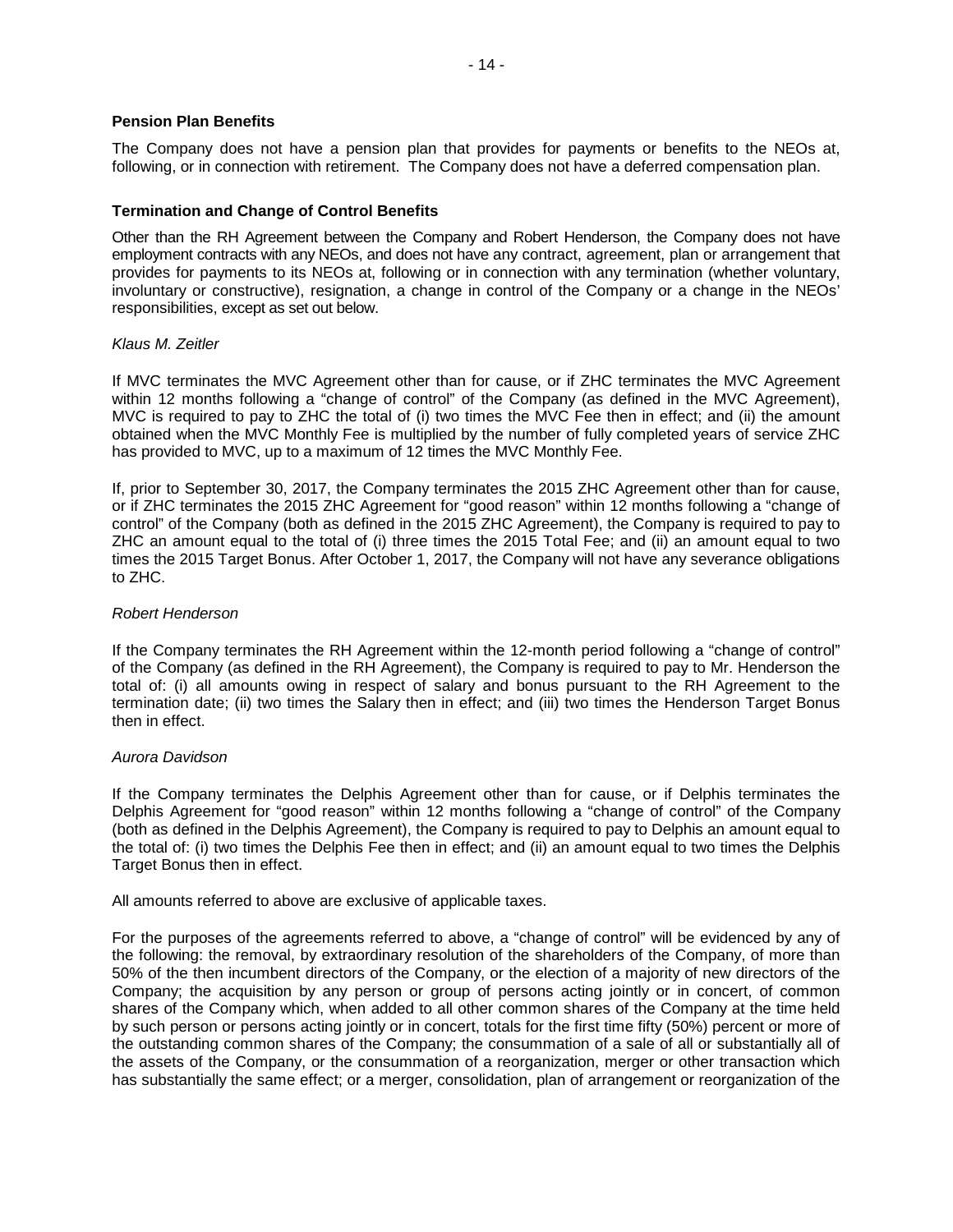**Pension Plan Benefits**

The Company does not have a pension plan that provides for payments or benefits to the NEOs at, following, or in connection with retirement. The Company does not have a deferred compensation plan.

**Termination and Change of Control Benefits**

Other than the RH Agreement between the Company and Robert Henderson, the Company does not have employment contracts with any NEOs, and does not have any contract, agreement, plan or arrangement that provides for payments to its NEOs at, following or in connection with any termination (whether voluntary, involuntary or constructive), resignation, a change in control of the Company or a change in the NEOs' responsibilities, except as set out below.

*Klaus M. Zeitler*

If MVC terminates the MVC Agreement other than for cause, or if ZHC terminates the MVC Agreement within 12 months following a "change of control" of the Company (as defined in the MVC Agreement), MVC is required to pay to ZHC the total of (i) two times the MVC Fee then in effect; and (ii) the amount obtained when the MVC Monthly Fee is multiplied by the number of fully completed years of service ZHC has provided to MVC, up to a maximum of 12 times the MVC Monthly Fee.

If, prior to September 30, 2017, the Company terminates the 2015 ZHC Agreement other than for cause, or if ZHC terminates the 2015 ZHC Agreement for "good reason" within 12 months following a "change of control" of the Company (both as defined in the 2015 ZHC Agreement), the Company is required to pay to ZHC an amount equal to the total of (i) three times the 2015 Total Fee; and (ii) an amount equal to two times the 2015 Target Bonus. After October 1, 2017, the Company will not have any severance obligations to ZHC.

*Robert Henderson*

If the Company terminates the RH Agreement within the 12-month period following a "change of control" of the Company (as defined in the RH Agreement), the Company is required to pay to Mr. Henderson the total of: (i) all amounts owing in respect of salary and bonus pursuant to the RH Agreement to the termination date; (ii) two times the Salary then in effect; and (iii) two times the Henderson Target Bonus then in effect.

*Aurora Davidson*

If the Company terminates the Delphis Agreement other than for cause, or if Delphis terminates the Delphis Agreement for "good reason" within 12 months following a "change of control" of the Company (both as defined in the Delphis Agreement), the Company is required to pay to Delphis an amount equal to the total of: (i) two times the Delphis Fee then in effect; and (ii) an amount equal to two times the Delphis Target Bonus then in effect.

All amounts referred to above are exclusive of applicable taxes.

For the purposes of the agreements referred to above, a "change of control" will be evidenced by any of the following: the removal, by extraordinary resolution of the shareholders of the Company, of more than 50% of the then incumbent directors of the Company, or the election of a majority of new directors of the Company; the acquisition by any person or group of persons acting jointly or in concert, of common shares of the Company which, when added to all other common shares of the Company at the time held by such person or persons acting jointly or in concert, totals for the first time fifty (50%) percent or more of the outstanding common shares of the Company; the consummation of a sale of all or substantially all of the assets of the Company, or the consummation of a reorganization, merger or other transaction which has substantially the same effect; or a merger, consolidation, plan of arrangement or reorganization of the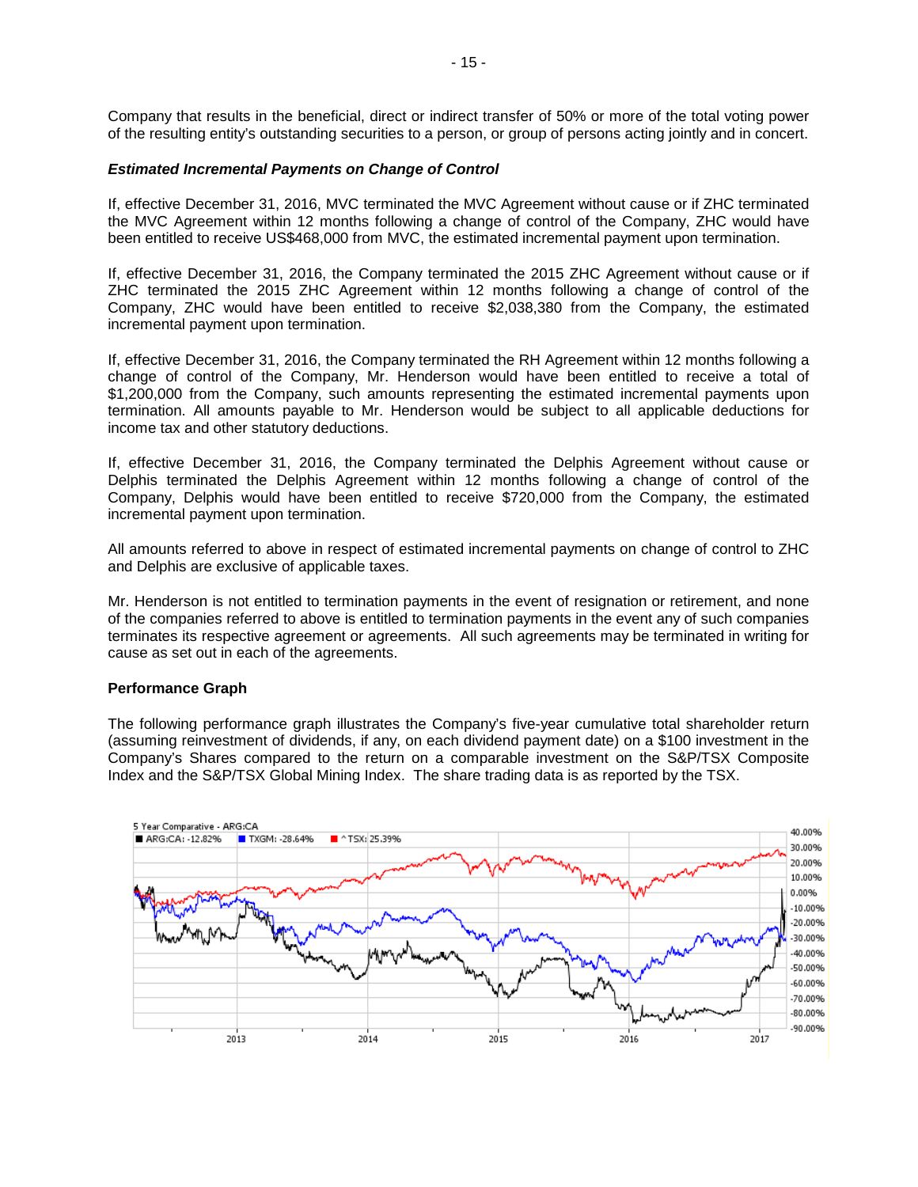Company that results in the beneficial, direct or indirect transfer of 50% or more of the total voting power of the resulting entity's outstanding securities to a person, or group of persons acting jointly and in concert.

***Estimated Incremental Payments on Change of Control***

If, effective December 31, 2016, MVC terminated the MVC Agreement without cause or if ZHC terminated the MVC Agreement within 12 months following a change of control of the Company, ZHC would have been entitled to receive US$468,000 from MVC, the estimated incremental payment upon termination.

If, effective December 31, 2016, the Company terminated the 2015 ZHC Agreement without cause or if ZHC terminated the 2015 ZHC Agreement within 12 months following a change of control of the Company, ZHC would have been entitled to receive $2,038,380 from the Company, the estimated incremental payment upon termination.

If, effective December 31, 2016, the Company terminated the RH Agreement within 12 months following a change of control of the Company, Mr. Henderson would have been entitled to receive a total of $1,200,000 from the Company, such amounts representing the estimated incremental payments upon termination. All amounts payable to Mr. Henderson would be subject to all applicable deductions for income tax and other statutory deductions.

If, effective December 31, 2016, the Company terminated the Delphis Agreement without cause or Delphis terminated the Delphis Agreement within 12 months following a change of control of the Company, Delphis would have been entitled to receive $720,000 from the Company, the estimated incremental payment upon termination.

All amounts referred to above in respect of estimated incremental payments on change of control to ZHC and Delphis are exclusive of applicable taxes.

Mr. Henderson is not entitled to termination payments in the event of resignation or retirement, and none of the companies referred to above is entitled to termination payments in the event any of such companies terminates its respective agreement or agreements. All such agreements may be terminated in writing for cause as set out in each of the agreements.

**Performance Graph**

The following performance graph illustrates the Company's five-year cumulative total shareholder return (assuming reinvestment of dividends, if any, on each dividend payment date) on a $100 investment in the Company's Shares compared to the return on a comparable investment on the S&P/TSX Composite Index and the S&P/TSX Global Mining Index. The share trading data is as reported by the TSX.

5 Year Comparative - ARG:CA

ARG:CA: -12.82% | TXGM: -28.64% | ^TSX: 25.39%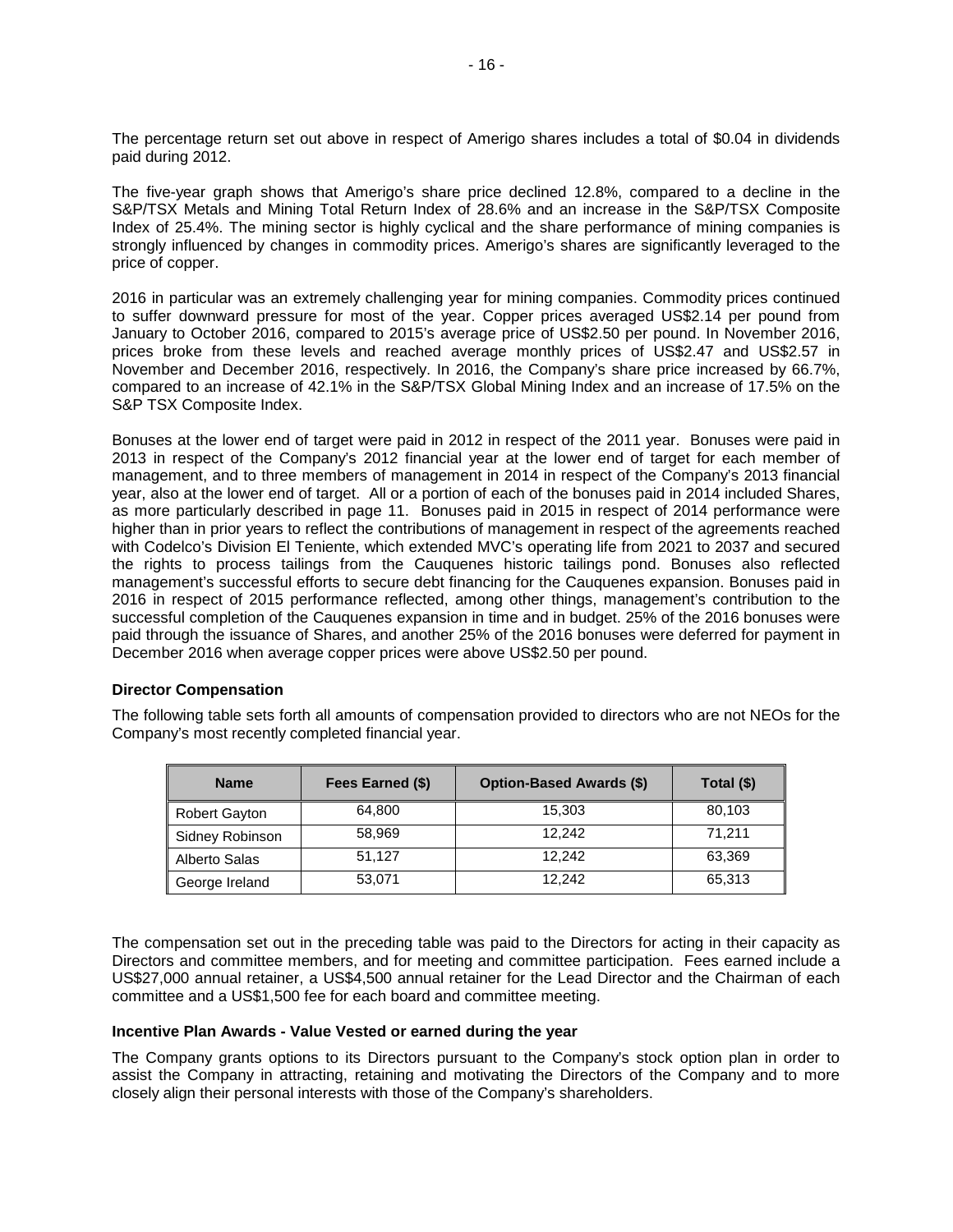The percentage return set out above in respect of Amerigo shares includes a total of $0.04 in dividends paid during 2012.

The five-year graph shows that Amerigo's share price declined 12.8%, compared to a decline in the S&P/TSX Metals and Mining Total Return Index of 28.6% and an increase in the S&P/TSX Composite Index of 25.4%. The mining sector is highly cyclical and the share performance of mining companies is strongly influenced by changes in commodity prices. Amerigo's shares are significantly leveraged to the price of copper.

2016 in particular was an extremely challenging year for mining companies. Commodity prices continued to suffer downward pressure for most of the year. Copper prices averaged US$2.14 per pound from January to October 2016, compared to 2015's average price of US$2.50 per pound. In November 2016, prices broke from these levels and reached average monthly prices of US$2.47 and US$2.57 in November and December 2016, respectively. In 2016, the Company's share price increased by 66.7%, compared to an increase of 42.1% in the S&P/TSX Global Mining Index and an increase of 17.5% on the S&P TSX Composite Index.

Bonuses at the lower end of target were paid in 2012 in respect of the 2011 year. Bonuses were paid in 2013 in respect of the Company's 2012 financial year at the lower end of target for each member of management, and to three members of management in 2014 in respect of the Company's 2013 financial year, also at the lower end of target. All or a portion of each of the bonuses paid in 2014 included Shares, as more particularly described in page 11. Bonuses paid in 2015 in respect of 2014 performance were higher than in prior years to reflect the contributions of management in respect of the agreements reached with Codelco's Division El Teniente, which extended MVC's operating life from 2021 to 2037 and secured the rights to process tailings from the Cauquenes historic tailings pond. Bonuses also reflected management's successful efforts to secure debt financing for the Cauquenes expansion. Bonuses paid in 2016 in respect of 2015 performance reflected, among other things, management's contribution to the successful completion of the Cauquenes expansion in time and in budget. 25% of the 2016 bonuses were paid through the issuance of Shares, and another 25% of the 2016 bonuses were deferred for payment in December 2016 when average copper prices were above US$2.50 per pound.

**Director Compensation**

The following table sets forth all amounts of compensation provided to directors who are not NEOs for the Company's most recently completed financial year.

| Name | Fees Earned ($) | Option-Based Awards ($) | Total ($) |
|---|---|---|---|
| Robert Gayton | 64,800 | 15,303 | 80,103 |
| Sidney Robinson | 58,969 | 12,242 | 71,211 |
| Alberto Salas | 51,127 | 12,242 | 63,369 |
| George Ireland | 53,071 | 12,242 | 65,313 |

The compensation set out in the preceding table was paid to the Directors for acting in their capacity as Directors and committee members, and for meeting and committee participation. Fees earned include a US$27,000 annual retainer, a US$4,500 annual retainer for the Lead Director and the Chairman of each committee and a US$1,500 fee for each board and committee meeting.

**Incentive Plan Awards - Value Vested or earned during the year**

The Company grants options to its Directors pursuant to the Company's stock option plan in order to assist the Company in attracting, retaining and motivating the Directors of the Company and to more closely align their personal interests with those of the Company's shareholders.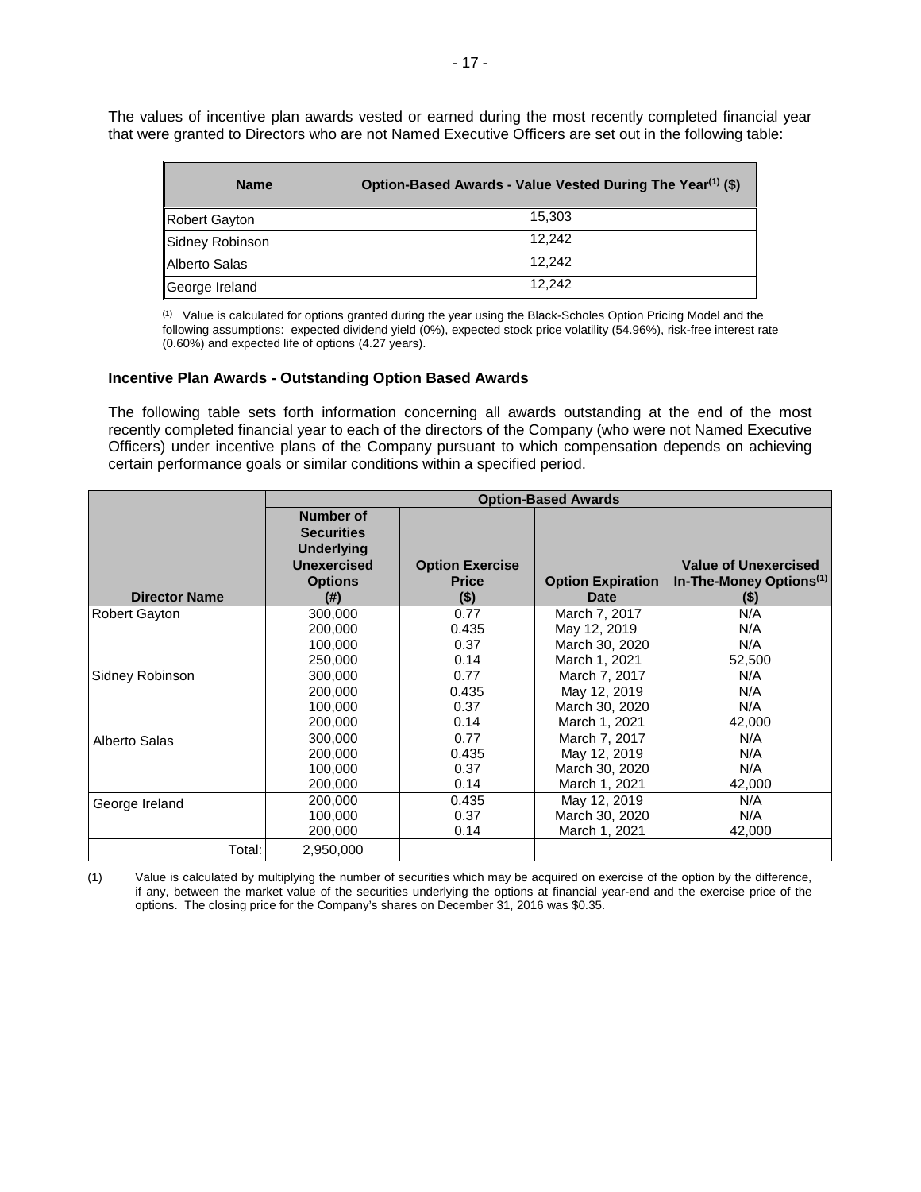The values of incentive plan awards vested or earned during the most recently completed financial year that were granted to Directors who are not Named Executive Officers are set out in the following table:

| Name | Option-Based Awards - Value Vested During The Year[(1)] ($) |
|---|---|
| Robert Gayton | 15,303 |
| Sidney Robinson | 12,242 |
| Alberto Salas | 12,242 |
| George Ireland | 12,242 |

(1) Value is calculated for options granted during the year using the Black-Scholes Option Pricing Model and the following assumptions: expected dividend yield (0%), expected stock price volatility (54.96%), risk-free interest rate (0.60%) and expected life of options (4.27 years).

**Incentive Plan Awards - Outstanding Option Based Awards**

The following table sets forth information concerning all awards outstanding at the end of the most recently completed financial year to each of the directors of the Company (who were not Named Executive Officers) under incentive plans of the Company pursuant to which compensation depends on achieving certain performance goals or similar conditions within a specified period.

| | Option-Based Awards | | | |
|---|---|---|---|---|
| Director Name | Number of Securities Underlying Unexercised Options (#) | Option Exercise Price ($) | Option Expiration Date | Value of Unexercised In-The-Money Options[(1)] ($) |
| Robert Gayton | 300,000<br>200,000<br>100,000<br>250,000 | 0.77<br>0.435<br>0.37<br>0.14 | March 7, 2017<br>May 12, 2019<br>March 30, 2020<br>March 1, 2021 | N/A<br>N/A<br>N/A<br>52,500 |
| Sidney Robinson | 300,000<br>200,000<br>100,000<br>200,000 | 0.77<br>0.435<br>0.37<br>0.14 | March 7, 2017<br>May 12, 2019<br>March 30, 2020<br>March 1, 2021 | N/A<br>N/A<br>N/A<br>42,000 |
| Alberto Salas | 300,000<br>200,000<br>100,000<br>200,000 | 0.77<br>0.435<br>0.37<br>0.14 | March 7, 2017<br>May 12, 2019<br>March 30, 2020<br>March 1, 2021 | N/A<br>N/A<br>N/A<br>42,000 |
| George Ireland | 200,000<br>100,000<br>200,000 | 0.435<br>0.37<br>0.14 | May 12, 2019<br>March 30, 2020<br>March 1, 2021 | N/A<br>N/A<br>42,000 |
| Total: | 2,950,000 | | | |

(1) Value is calculated by multiplying the number of securities which may be acquired on exercise of the option by the difference, if any, between the market value of the securities underlying the options at financial year-end and the exercise price of the options. The closing price for the Company's shares on December 31, 2016 was $0.35.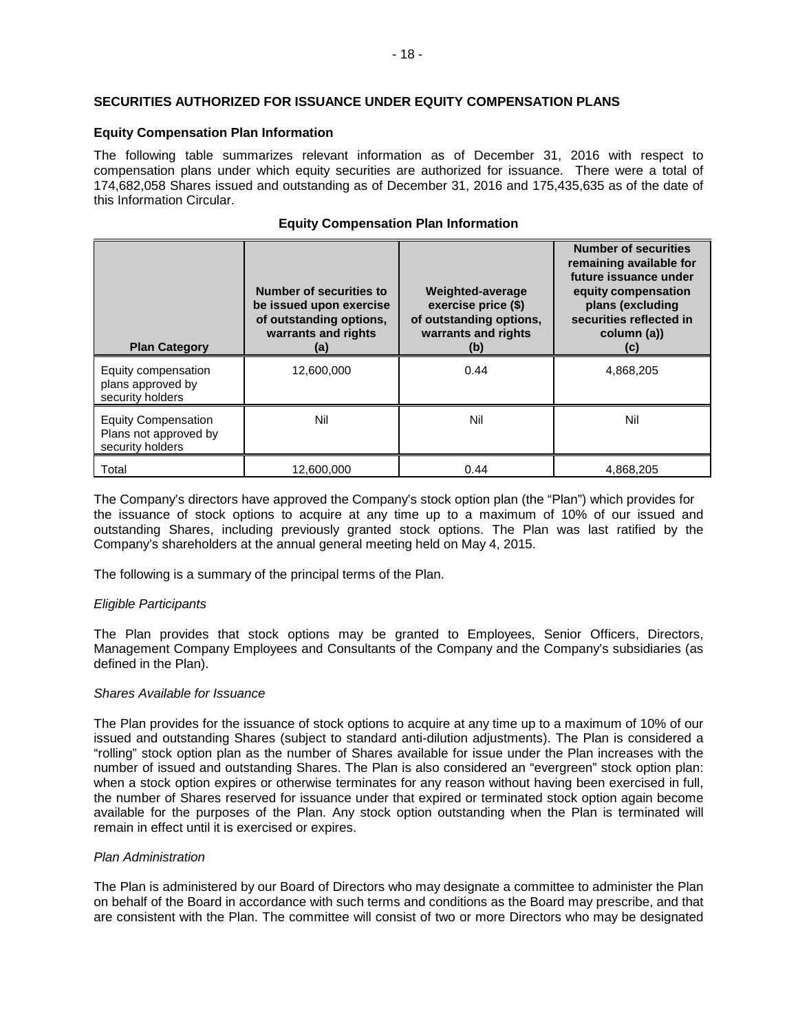## SECURITIES AUTHORIZED FOR ISSUANCE UNDER EQUITY COMPENSATION PLANS

### Equity Compensation Plan Information

The following table summarizes relevant information as of December 31, 2016 with respect to compensation plans under which equity securities are authorized for issuance. There were a total of 174,682,058 Shares issued and outstanding as of December 31, 2016 and 175,435,635 as of the date of this Information Circular.

**Equity Compensation Plan Information**

| Plan Category | Number of securities to be issued upon exercise of outstanding options, warrants and rights (a) | Weighted-average exercise price ($) of outstanding options, warrants and rights (b) | Number of securities remaining available for future issuance under equity compensation plans (excluding securities reflected in column (a)) (c) |
|---|---|---|---|
| Equity compensation plans approved by security holders | 12,600,000 | 0.44 | 4,868,205 |
| Equity Compensation Plans not approved by security holders | Nil | Nil | Nil |
| Total | 12,600,000 | 0.44 | 4,868,205 |

The Company's directors have approved the Company's stock option plan (the "Plan") which provides for the issuance of stock options to acquire at any time up to a maximum of 10% of our issued and outstanding Shares, including previously granted stock options. The Plan was last ratified by the Company's shareholders at the annual general meeting held on May 4, 2015.

The following is a summary of the principal terms of the Plan.

*Eligible Participants*

The Plan provides that stock options may be granted to Employees, Senior Officers, Directors, Management Company Employees and Consultants of the Company and the Company's subsidiaries (as defined in the Plan).

*Shares Available for Issuance*

The Plan provides for the issuance of stock options to acquire at any time up to a maximum of 10% of our issued and outstanding Shares (subject to standard anti-dilution adjustments). The Plan is considered a "rolling" stock option plan as the number of Shares available for issue under the Plan increases with the number of issued and outstanding Shares. The Plan is also considered an "evergreen" stock option plan: when a stock option expires or otherwise terminates for any reason without having been exercised in full, the number of Shares reserved for issuance under that expired or terminated stock option again become available for the purposes of the Plan. Any stock option outstanding when the Plan is terminated will remain in effect until it is exercised or expires.

*Plan Administration*

The Plan is administered by our Board of Directors who may designate a committee to administer the Plan on behalf of the Board in accordance with such terms and conditions as the Board may prescribe, and that are consistent with the Plan. The committee will consist of two or more Directors who may be designated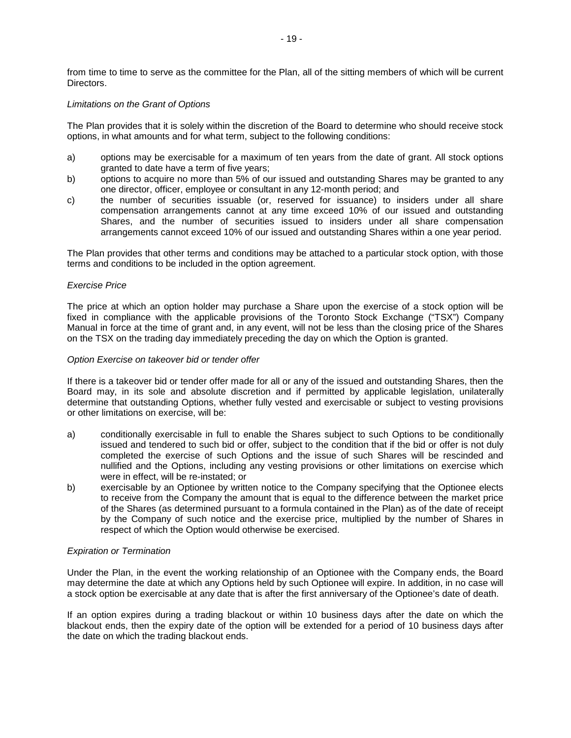from time to time to serve as the committee for the Plan, all of the sitting members of which will be current Directors.

*Limitations on the Grant of Options*

The Plan provides that it is solely within the discretion of the Board to determine who should receive stock options, in what amounts and for what term, subject to the following conditions:

a) options may be exercisable for a maximum of ten years from the date of grant. All stock options granted to date have a term of five years;
b) options to acquire no more than 5% of our issued and outstanding Shares may be granted to any one director, officer, employee or consultant in any 12-month period; and
c) the number of securities issuable (or, reserved for issuance) to insiders under all share compensation arrangements cannot at any time exceed 10% of our issued and outstanding Shares, and the number of securities issued to insiders under all share compensation arrangements cannot exceed 10% of our issued and outstanding Shares within a one year period.

The Plan provides that other terms and conditions may be attached to a particular stock option, with those terms and conditions to be included in the option agreement.

*Exercise Price*

The price at which an option holder may purchase a Share upon the exercise of a stock option will be fixed in compliance with the applicable provisions of the Toronto Stock Exchange ("TSX") Company Manual in force at the time of grant and, in any event, will not be less than the closing price of the Shares on the TSX on the trading day immediately preceding the day on which the Option is granted.

*Option Exercise on takeover bid or tender offer*

If there is a takeover bid or tender offer made for all or any of the issued and outstanding Shares, then the Board may, in its sole and absolute discretion and if permitted by applicable legislation, unilaterally determine that outstanding Options, whether fully vested and exercisable or subject to vesting provisions or other limitations on exercise, will be:

a) conditionally exercisable in full to enable the Shares subject to such Options to be conditionally issued and tendered to such bid or offer, subject to the condition that if the bid or offer is not duly completed the exercise of such Options and the issue of such Shares will be rescinded and nullified and the Options, including any vesting provisions or other limitations on exercise which were in effect, will be re-instated; or
b) exercisable by an Optionee by written notice to the Company specifying that the Optionee elects to receive from the Company the amount that is equal to the difference between the market price of the Shares (as determined pursuant to a formula contained in the Plan) as of the date of receipt by the Company of such notice and the exercise price, multiplied by the number of Shares in respect of which the Option would otherwise be exercised.

*Expiration or Termination*

Under the Plan, in the event the working relationship of an Optionee with the Company ends, the Board may determine the date at which any Options held by such Optionee will expire. In addition, in no case will a stock option be exercisable at any date that is after the first anniversary of the Optionee's date of death.

If an option expires during a trading blackout or within 10 business days after the date on which the blackout ends, then the expiry date of the option will be extended for a period of 10 business days after the date on which the trading blackout ends.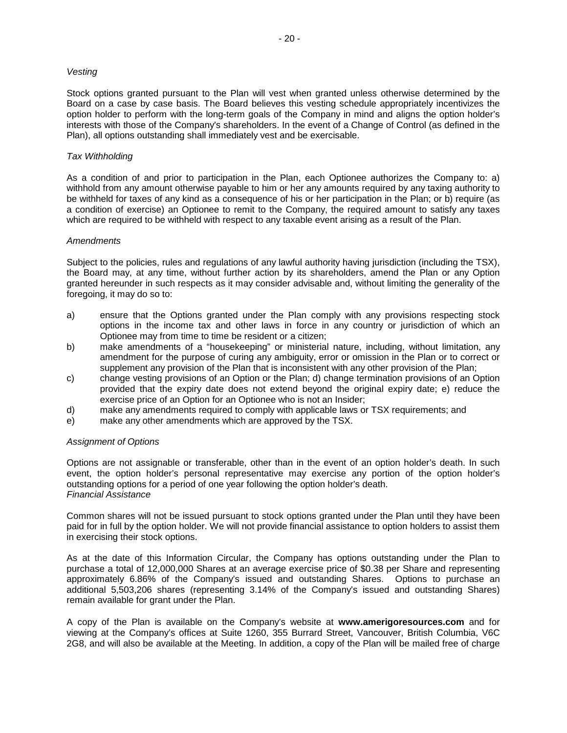*Vesting*

Stock options granted pursuant to the Plan will vest when granted unless otherwise determined by the Board on a case by case basis. The Board believes this vesting schedule appropriately incentivizes the option holder to perform with the long-term goals of the Company in mind and aligns the option holder's interests with those of the Company's shareholders. In the event of a Change of Control (as defined in the Plan), all options outstanding shall immediately vest and be exercisable.

*Tax Withholding*

As a condition of and prior to participation in the Plan, each Optionee authorizes the Company to: a) withhold from any amount otherwise payable to him or her any amounts required by any taxing authority to be withheld for taxes of any kind as a consequence of his or her participation in the Plan; or b) require (as a condition of exercise) an Optionee to remit to the Company, the required amount to satisfy any taxes which are required to be withheld with respect to any taxable event arising as a result of the Plan.

*Amendments*

Subject to the policies, rules and regulations of any lawful authority having jurisdiction (including the TSX), the Board may, at any time, without further action by its shareholders, amend the Plan or any Option granted hereunder in such respects as it may consider advisable and, without limiting the generality of the foregoing, it may do so to:

a) ensure that the Options granted under the Plan comply with any provisions respecting stock options in the income tax and other laws in force in any country or jurisdiction of which an Optionee may from time to time be resident or a citizen;
b) make amendments of a "housekeeping" or ministerial nature, including, without limitation, any amendment for the purpose of curing any ambiguity, error or omission in the Plan or to correct or supplement any provision of the Plan that is inconsistent with any other provision of the Plan;
c) change vesting provisions of an Option or the Plan; d) change termination provisions of an Option provided that the expiry date does not extend beyond the original expiry date; e) reduce the exercise price of an Option for an Optionee who is not an Insider;
d) make any amendments required to comply with applicable laws or TSX requirements; and
e) make any other amendments which are approved by the TSX.

*Assignment of Options*

Options are not assignable or transferable, other than in the event of an option holder's death. In such event, the option holder's personal representative may exercise any portion of the option holder's outstanding options for a period of one year following the option holder's death.

*Financial Assistance*

Common shares will not be issued pursuant to stock options granted under the Plan until they have been paid for in full by the option holder. We will not provide financial assistance to option holders to assist them in exercising their stock options.

As at the date of this Information Circular, the Company has options outstanding under the Plan to purchase a total of 12,000,000 Shares at an average exercise price of $0.38 per Share and representing approximately 6.86% of the Company's issued and outstanding Shares. Options to purchase an additional 5,503,206 shares (representing 3.14% of the Company's issued and outstanding Shares) remain available for grant under the Plan.

A copy of the Plan is available on the Company's website at **www.amerigoresources.com** and for viewing at the Company's offices at Suite 1260, 355 Burrard Street, Vancouver, British Columbia, V6C 2G8, and will also be available at the Meeting. In addition, a copy of the Plan will be mailed free of charge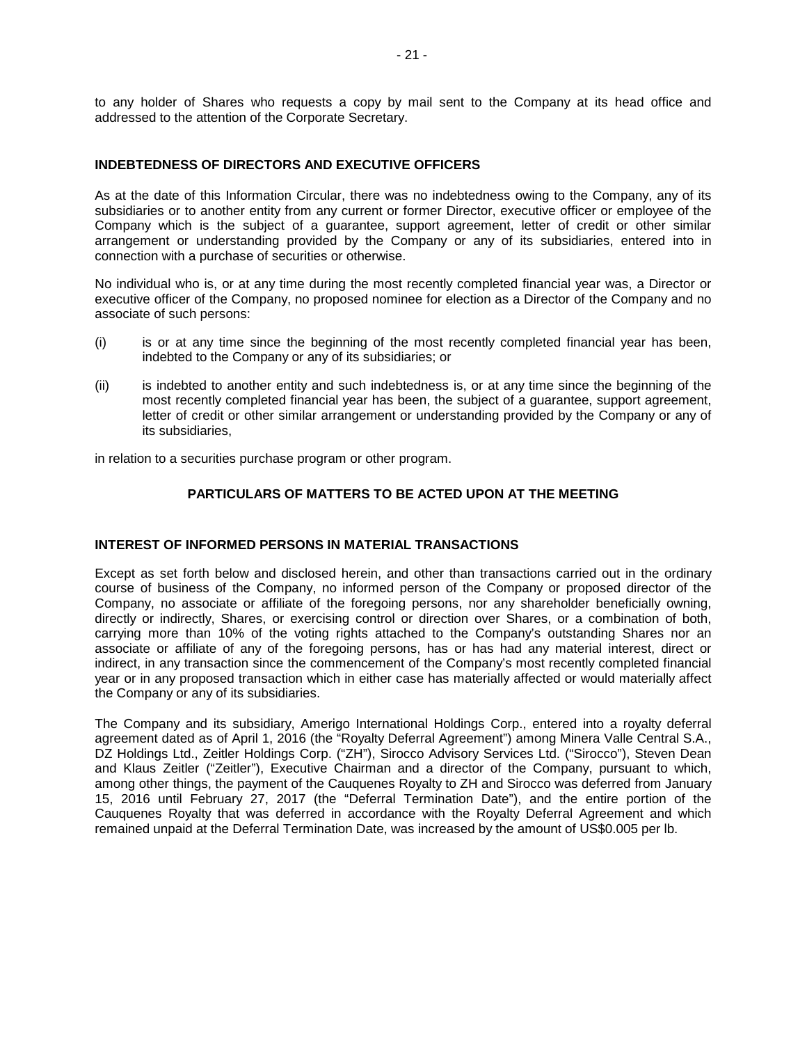to any holder of Shares who requests a copy by mail sent to the Company at its head office and addressed to the attention of the Corporate Secretary.

## INDEBTEDNESS OF DIRECTORS AND EXECUTIVE OFFICERS

As at the date of this Information Circular, there was no indebtedness owing to the Company, any of its subsidiaries or to another entity from any current or former Director, executive officer or employee of the Company which is the subject of a guarantee, support agreement, letter of credit or other similar arrangement or understanding provided by the Company or any of its subsidiaries, entered into in connection with a purchase of securities or otherwise.

No individual who is, or at any time during the most recently completed financial year was, a Director or executive officer of the Company, no proposed nominee for election as a Director of the Company and no associate of such persons:

(i) is or at any time since the beginning of the most recently completed financial year has been, indebted to the Company or any of its subsidiaries; or

(ii) is indebted to another entity and such indebtedness is, or at any time since the beginning of the most recently completed financial year has been, the subject of a guarantee, support agreement, letter of credit or other similar arrangement or understanding provided by the Company or any of its subsidiaries,

in relation to a securities purchase program or other program.

## PARTICULARS OF MATTERS TO BE ACTED UPON AT THE MEETING

## INTEREST OF INFORMED PERSONS IN MATERIAL TRANSACTIONS

Except as set forth below and disclosed herein, and other than transactions carried out in the ordinary course of business of the Company, no informed person of the Company or proposed director of the Company, no associate or affiliate of the foregoing persons, nor any shareholder beneficially owning, directly or indirectly, Shares, or exercising control or direction over Shares, or a combination of both, carrying more than 10% of the voting rights attached to the Company's outstanding Shares nor an associate or affiliate of any of the foregoing persons, has or has had any material interest, direct or indirect, in any transaction since the commencement of the Company's most recently completed financial year or in any proposed transaction which in either case has materially affected or would materially affect the Company or any of its subsidiaries.

The Company and its subsidiary, Amerigo International Holdings Corp., entered into a royalty deferral agreement dated as of April 1, 2016 (the "Royalty Deferral Agreement") among Minera Valle Central S.A., DZ Holdings Ltd., Zeitler Holdings Corp. ("ZH"), Sirocco Advisory Services Ltd. ("Sirocco"), Steven Dean and Klaus Zeitler ("Zeitler"), Executive Chairman and a director of the Company, pursuant to which, among other things, the payment of the Cauquenes Royalty to ZH and Sirocco was deferred from January 15, 2016 until February 27, 2017 (the "Deferral Termination Date"), and the entire portion of the Cauquenes Royalty that was deferred in accordance with the Royalty Deferral Agreement and which remained unpaid at the Deferral Termination Date, was increased by the amount of US$0.005 per lb.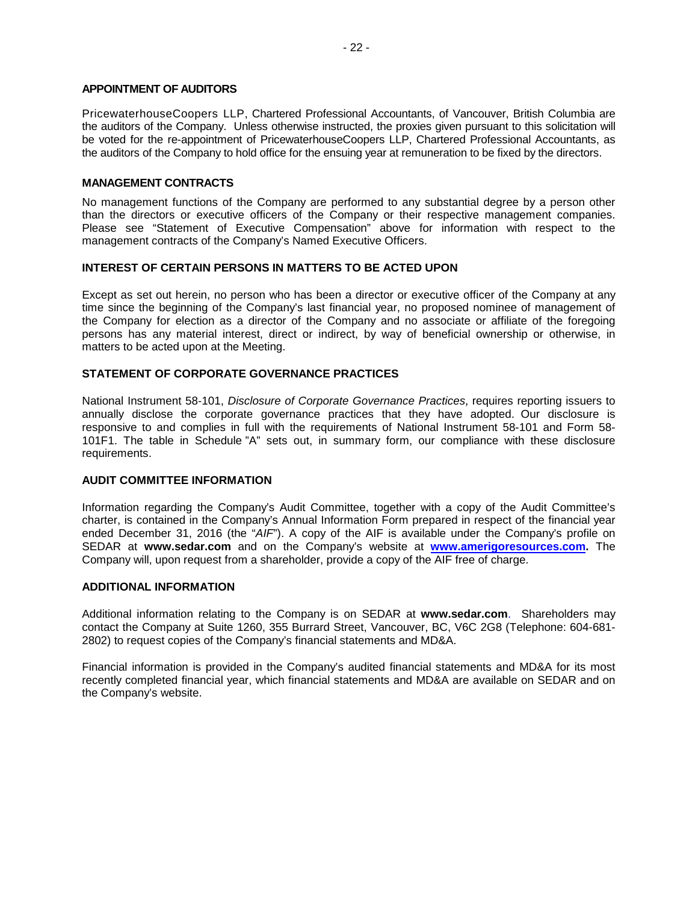## APPOINTMENT OF AUDITORS

PricewaterhouseCoopers LLP, Chartered Professional Accountants, of Vancouver, British Columbia are the auditors of the Company. Unless otherwise instructed, the proxies given pursuant to this solicitation will be voted for the re-appointment of PricewaterhouseCoopers LLP, Chartered Professional Accountants, as the auditors of the Company to hold office for the ensuing year at remuneration to be fixed by the directors.

## MANAGEMENT CONTRACTS

No management functions of the Company are performed to any substantial degree by a person other than the directors or executive officers of the Company or their respective management companies. Please see "Statement of Executive Compensation" above for information with respect to the management contracts of the Company's Named Executive Officers.

## INTEREST OF CERTAIN PERSONS IN MATTERS TO BE ACTED UPON

Except as set out herein, no person who has been a director or executive officer of the Company at any time since the beginning of the Company's last financial year, no proposed nominee of management of the Company for election as a director of the Company and no associate or affiliate of the foregoing persons has any material interest, direct or indirect, by way of beneficial ownership or otherwise, in matters to be acted upon at the Meeting.

## STATEMENT OF CORPORATE GOVERNANCE PRACTICES

National Instrument 58-101, *Disclosure of Corporate Governance Practices*, requires reporting issuers to annually disclose the corporate governance practices that they have adopted. Our disclosure is responsive to and complies in full with the requirements of National Instrument 58-101 and Form 58-101F1. The table in Schedule "A" sets out, in summary form, our compliance with these disclosure requirements.

## AUDIT COMMITTEE INFORMATION

Information regarding the Company's Audit Committee, together with a copy of the Audit Committee's charter, is contained in the Company's Annual Information Form prepared in respect of the financial year ended December 31, 2016 (the "*AIF*"). A copy of the AIF is available under the Company's profile on SEDAR at **www.sedar.com** and on the Company's website at **www.amerigoresources.com.** The Company will, upon request from a shareholder, provide a copy of the AIF free of charge.

## ADDITIONAL INFORMATION

Additional information relating to the Company is on SEDAR at **www.sedar.com**. Shareholders may contact the Company at Suite 1260, 355 Burrard Street, Vancouver, BC, V6C 2G8 (Telephone: 604-681-2802) to request copies of the Company's financial statements and MD&A.

Financial information is provided in the Company's audited financial statements and MD&A for its most recently completed financial year, which financial statements and MD&A are available on SEDAR and on the Company's website.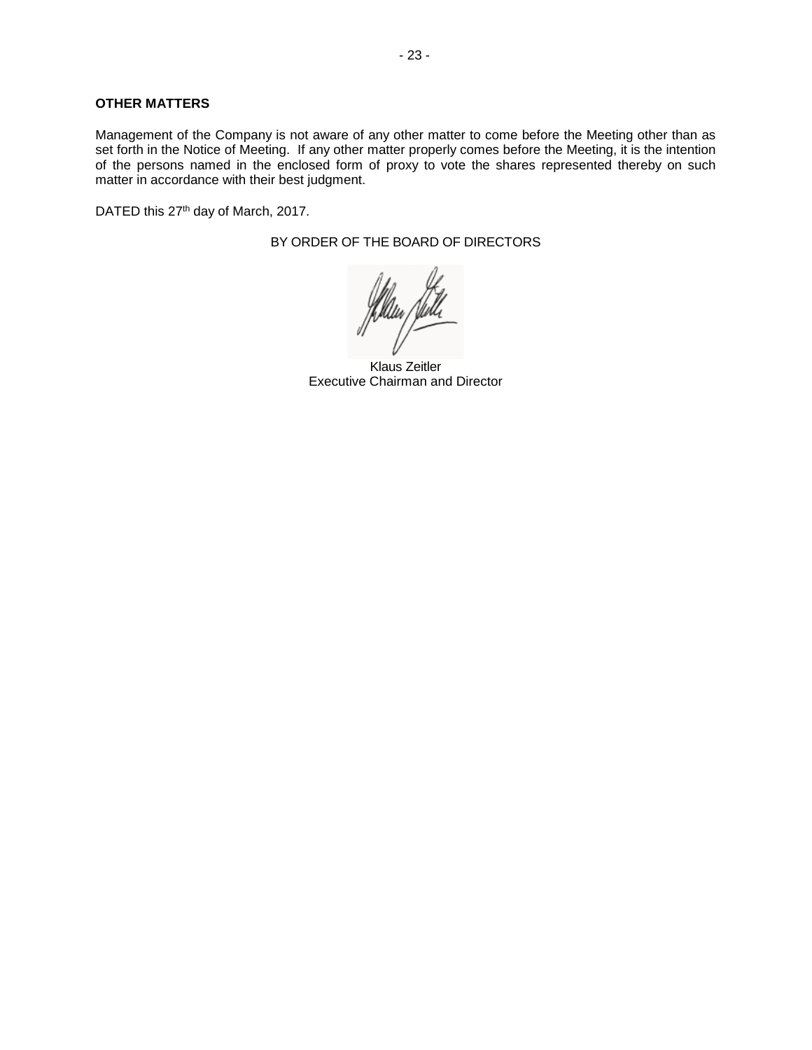## OTHER MATTERS

Management of the Company is not aware of any other matter to come before the Meeting other than as set forth in the Notice of Meeting. If any other matter properly comes before the Meeting, it is the intention of the persons named in the enclosed form of proxy to vote the shares represented thereby on such matter in accordance with their best judgment.

DATED this 27th day of March, 2017.

BY ORDER OF THE BOARD OF DIRECTORS

Klaus Zeitler
Executive Chairman and Director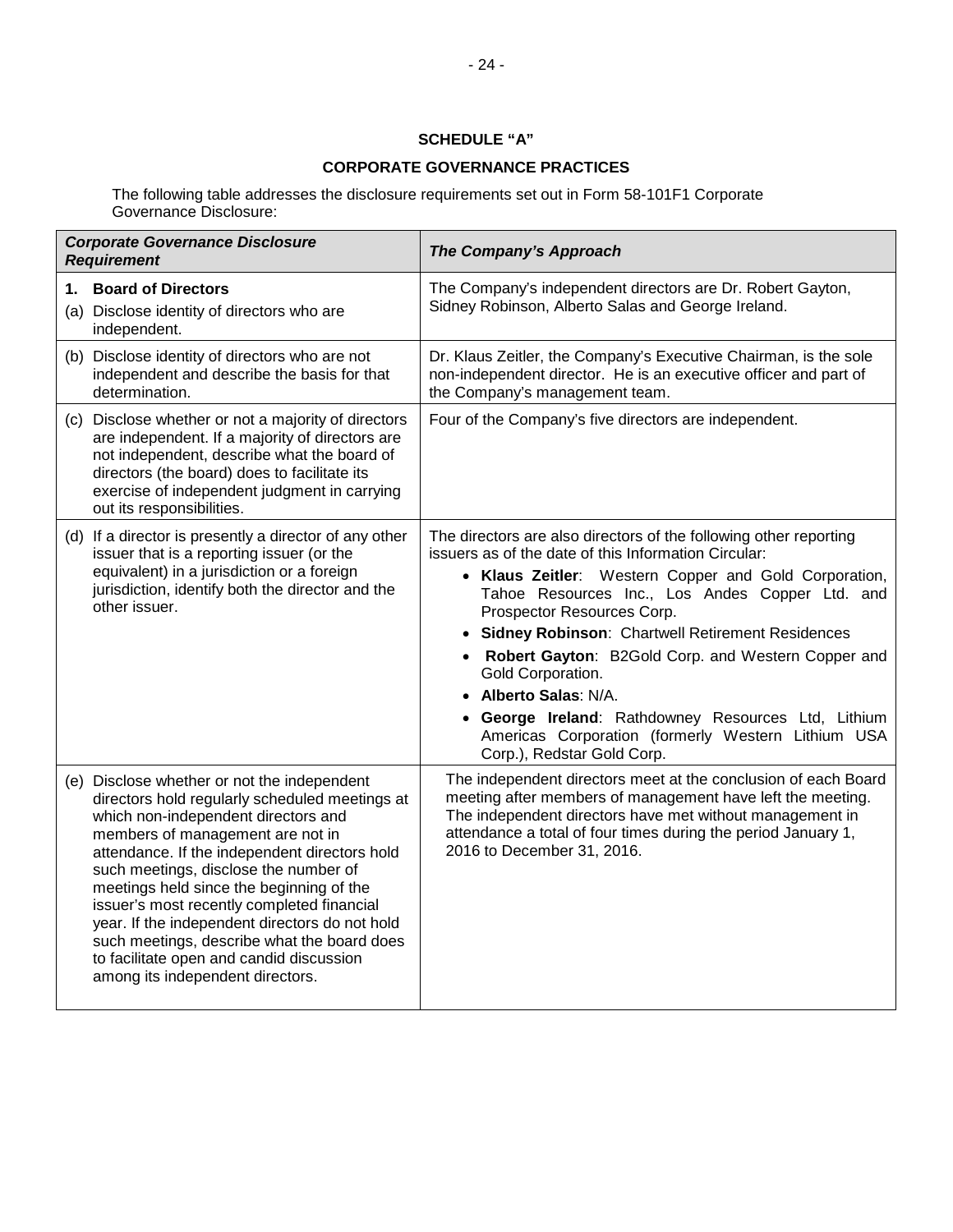## SCHEDULE "A"

## CORPORATE GOVERNANCE PRACTICES

The following table addresses the disclosure requirements set out in Form 58-101F1 Corporate Governance Disclosure:

| ***Corporate Governance Disclosure Requirement*** | ***The Company's Approach*** |
|---|---|
| **1. Board of Directors**<br>(a) Disclose identity of directors who are independent. | The Company's independent directors are Dr. Robert Gayton, Sidney Robinson, Alberto Salas and George Ireland. |
| (b) Disclose identity of directors who are not independent and describe the basis for that determination. | Dr. Klaus Zeitler, the Company's Executive Chairman, is the sole non-independent director. He is an executive officer and part of the Company's management team. |
| (c) Disclose whether or not a majority of directors are independent. If a majority of directors are not independent, describe what the board of directors (the board) does to facilitate its exercise of independent judgment in carrying out its responsibilities. | Four of the Company's five directors are independent. |
| (d) If a director is presently a director of any other issuer that is a reporting issuer (or the equivalent) in a jurisdiction or a foreign jurisdiction, identify both the director and the other issuer. | The directors are also directors of the following other reporting issuers as of the date of this Information Circular:<br>• **Klaus Zeitler**: Western Copper and Gold Corporation, Tahoe Resources Inc., Los Andes Copper Ltd. and Prospector Resources Corp.<br>• **Sidney Robinson**: Chartwell Retirement Residences<br>• **Robert Gayton**: B2Gold Corp. and Western Copper and Gold Corporation.<br>• **Alberto Salas**: N/A.<br>• **George Ireland**: Rathdowney Resources Ltd, Lithium Americas Corporation (formerly Western Lithium USA Corp.), Redstar Gold Corp. |
| (e) Disclose whether or not the independent directors hold regularly scheduled meetings at which non-independent directors and members of management are not in attendance. If the independent directors hold such meetings, disclose the number of meetings held since the beginning of the issuer's most recently completed financial year. If the independent directors do not hold such meetings, describe what the board does to facilitate open and candid discussion among its independent directors. | The independent directors meet at the conclusion of each Board meeting after members of management have left the meeting. The independent directors have met without management in attendance a total of four times during the period January 1, 2016 to December 31, 2016. |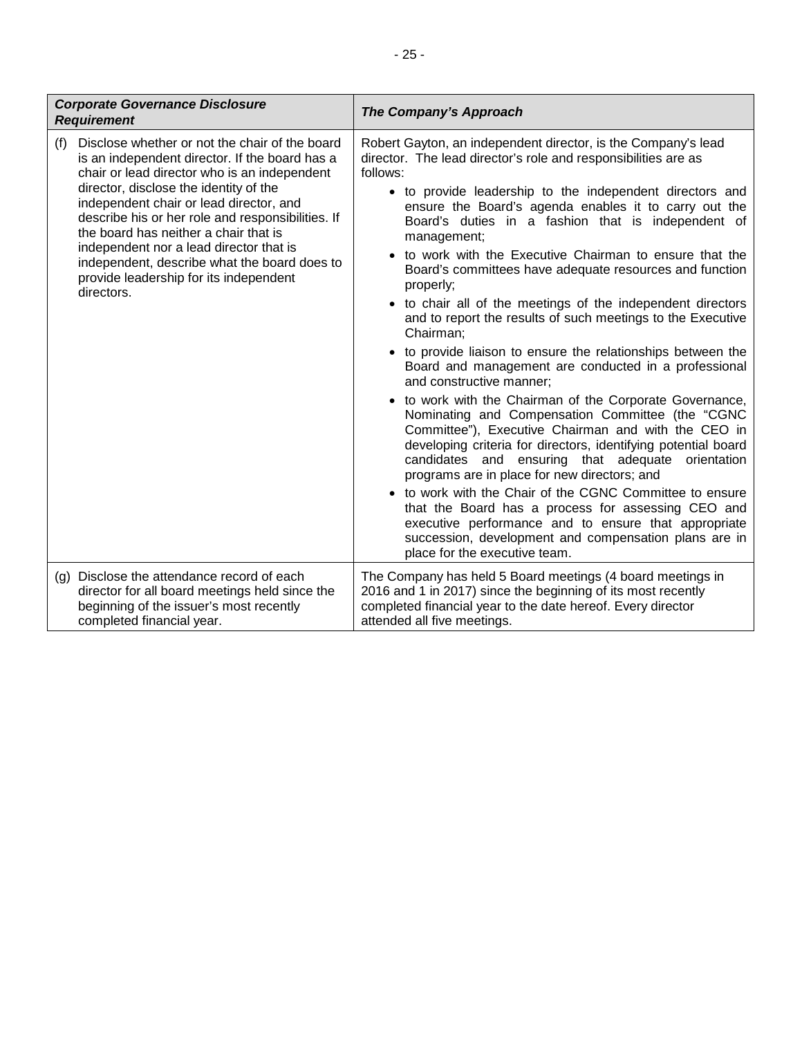| *Corporate Governance Disclosure Requirement* | *The Company's Approach* |
|---|---|
| (f) Disclose whether or not the chair of the board is an independent director. If the board has a chair or lead director who is an independent director, disclose the identity of the independent chair or lead director, and describe his or her role and responsibilities. If the board has neither a chair that is independent nor a lead director that is independent, describe what the board does to provide leadership for its independent directors. | Robert Gayton, an independent director, is the Company's lead director. The lead director's role and responsibilities are as follows:<br>• to provide leadership to the independent directors and ensure the Board's agenda enables it to carry out the Board's duties in a fashion that is independent of management;<br>• to work with the Executive Chairman to ensure that the Board's committees have adequate resources and function properly;<br>• to chair all of the meetings of the independent directors and to report the results of such meetings to the Executive Chairman;<br>• to provide liaison to ensure the relationships between the Board and management are conducted in a professional and constructive manner;<br>• to work with the Chairman of the Corporate Governance, Nominating and Compensation Committee (the "CGNC Committee"), Executive Chairman and with the CEO in developing criteria for directors, identifying potential board candidates and ensuring that adequate orientation programs are in place for new directors; and<br>• to work with the Chair of the CGNC Committee to ensure that the Board has a process for assessing CEO and executive performance and to ensure that appropriate succession, development and compensation plans are in place for the executive team. |
| (g) Disclose the attendance record of each director for all board meetings held since the beginning of the issuer's most recently completed financial year. | The Company has held 5 Board meetings (4 board meetings in 2016 and 1 in 2017) since the beginning of its most recently completed financial year to the date hereof. Every director attended all five meetings. |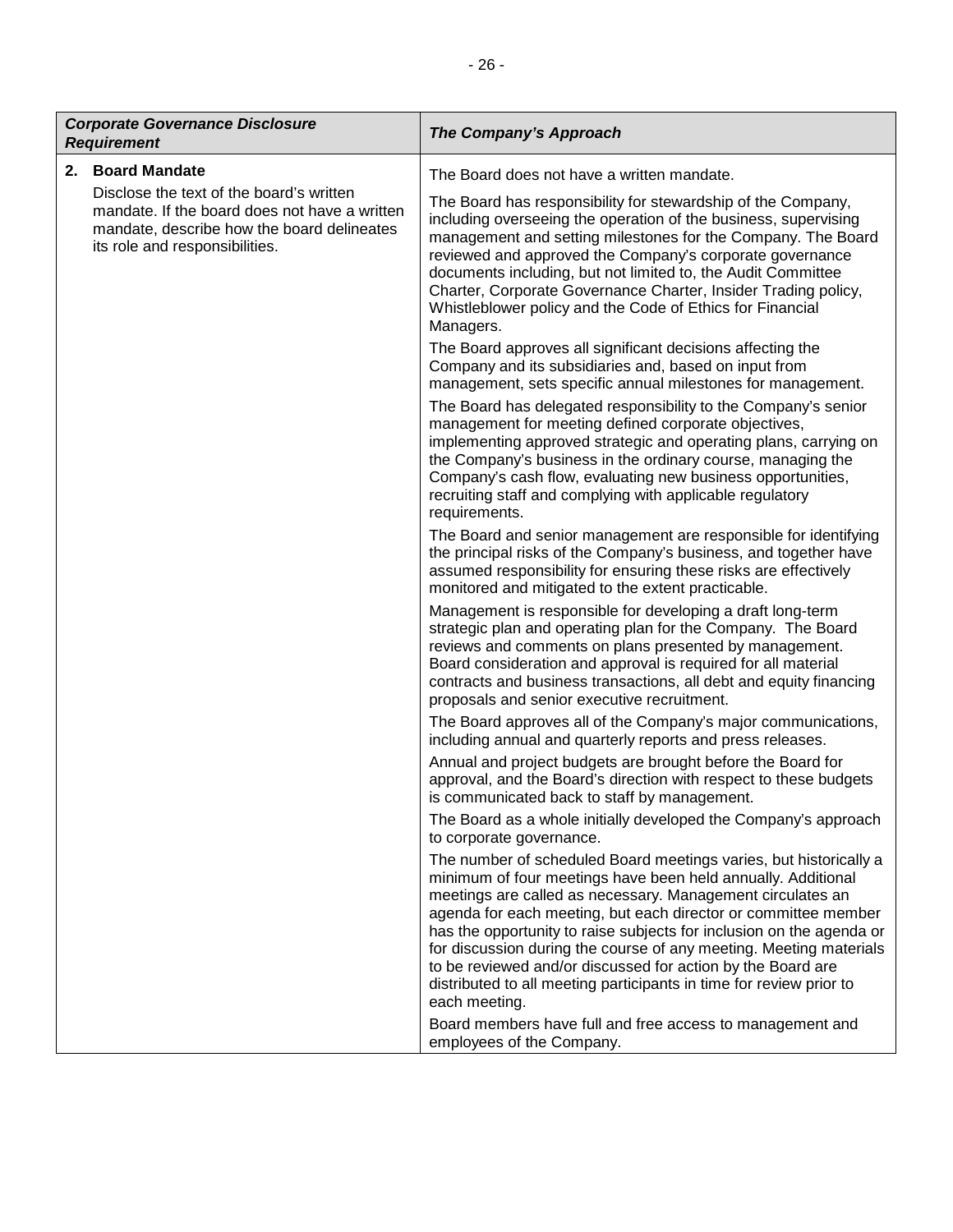| *Corporate Governance Disclosure Requirement* | *The Company's Approach* |
| --- | --- |
| **2. Board Mandate**<br><br>Disclose the text of the board's written mandate. If the board does not have a written mandate, describe how the board delineates its role and responsibilities. | The Board does not have a written mandate.<br><br>The Board has responsibility for stewardship of the Company, including overseeing the operation of the business, supervising management and setting milestones for the Company. The Board reviewed and approved the Company's corporate governance documents including, but not limited to, the Audit Committee Charter, Corporate Governance Charter, Insider Trading policy, Whistleblower policy and the Code of Ethics for Financial Managers.<br><br>The Board approves all significant decisions affecting the Company and its subsidiaries and, based on input from management, sets specific annual milestones for management.<br><br>The Board has delegated responsibility to the Company's senior management for meeting defined corporate objectives, implementing approved strategic and operating plans, carrying on the Company's business in the ordinary course, managing the Company's cash flow, evaluating new business opportunities, recruiting staff and complying with applicable regulatory requirements.<br><br>The Board and senior management are responsible for identifying the principal risks of the Company's business, and together have assumed responsibility for ensuring these risks are effectively monitored and mitigated to the extent practicable.<br><br>Management is responsible for developing a draft long-term strategic plan and operating plan for the Company. The Board reviews and comments on plans presented by management. Board consideration and approval is required for all material contracts and business transactions, all debt and equity financing proposals and senior executive recruitment.<br><br>The Board approves all of the Company's major communications, including annual and quarterly reports and press releases.<br><br>Annual and project budgets are brought before the Board for approval, and the Board's direction with respect to these budgets is communicated back to staff by management.<br><br>The Board as a whole initially developed the Company's approach to corporate governance.<br><br>The number of scheduled Board meetings varies, but historically a minimum of four meetings have been held annually. Additional meetings are called as necessary. Management circulates an agenda for each meeting, but each director or committee member has the opportunity to raise subjects for inclusion on the agenda or for discussion during the course of any meeting. Meeting materials to be reviewed and/or discussed for action by the Board are distributed to all meeting participants in time for review prior to each meeting.<br><br>Board members have full and free access to management and employees of the Company. |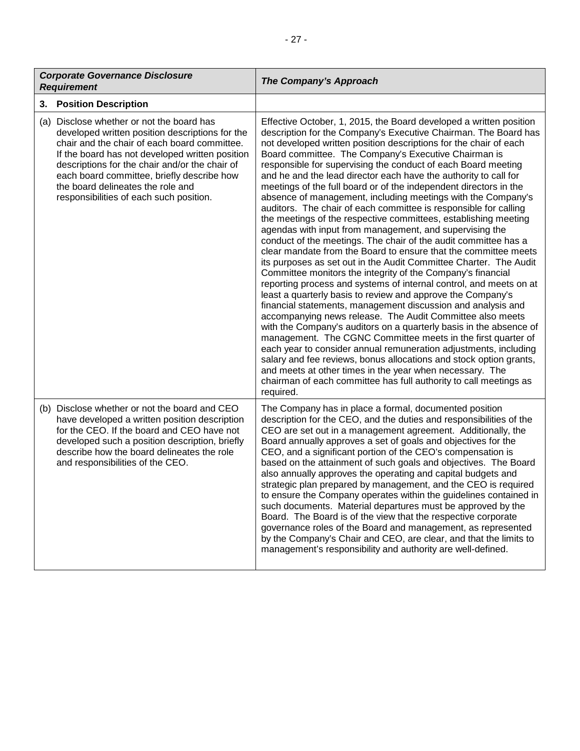| *Corporate Governance Disclosure Requirement* | *The Company's Approach* |
|---|---|
| **3. Position Description** | |
| (a) Disclose whether or not the board has developed written position descriptions for the chair and the chair of each board committee. If the board has not developed written position descriptions for the chair and/or the chair of each board committee, briefly describe how the board delineates the role and responsibilities of each such position. | Effective October, 1, 2015, the Board developed a written position description for the Company's Executive Chairman. The Board has not developed written position descriptions for the chair of each Board committee. The Company's Executive Chairman is responsible for supervising the conduct of each Board meeting and he and the lead director each have the authority to call for meetings of the full board or of the independent directors in the absence of management, including meetings with the Company's auditors. The chair of each committee is responsible for calling the meetings of the respective committees, establishing meeting agendas with input from management, and supervising the conduct of the meetings. The chair of the audit committee has a clear mandate from the Board to ensure that the committee meets its purposes as set out in the Audit Committee Charter. The Audit Committee monitors the integrity of the Company's financial reporting process and systems of internal control, and meets on at least a quarterly basis to review and approve the Company's financial statements, management discussion and analysis and accompanying news release. The Audit Committee also meets with the Company's auditors on a quarterly basis in the absence of management. The CGNC Committee meets in the first quarter of each year to consider annual remuneration adjustments, including salary and fee reviews, bonus allocations and stock option grants, and meets at other times in the year when necessary. The chairman of each committee has full authority to call meetings as required. |
| (b) Disclose whether or not the board and CEO have developed a written position description for the CEO. If the board and CEO have not developed such a position description, briefly describe how the board delineates the role and responsibilities of the CEO. | The Company has in place a formal, documented position description for the CEO, and the duties and responsibilities of the CEO are set out in a management agreement. Additionally, the Board annually approves a set of goals and objectives for the CEO, and a significant portion of the CEO's compensation is based on the attainment of such goals and objectives. The Board also annually approves the operating and capital budgets and strategic plan prepared by management, and the CEO is required to ensure the Company operates within the guidelines contained in such documents. Material departures must be approved by the Board. The Board is of the view that the respective corporate governance roles of the Board and management, as represented by the Company's Chair and CEO, are clear, and that the limits to management's responsibility and authority are well-defined. |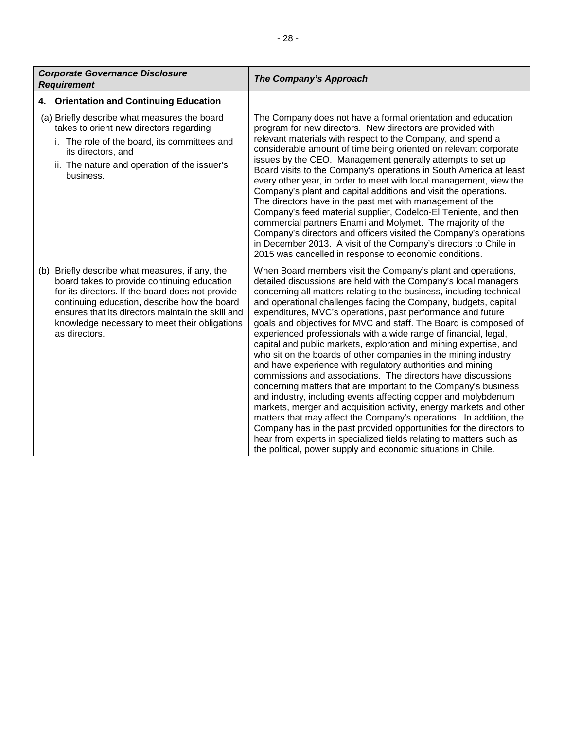| ***Corporate Governance Disclosure Requirement*** | ***The Company's Approach*** |
|---|---|
| **4. Orientation and Continuing Education** | |
| (a) Briefly describe what measures the board takes to orient new directors regarding<br>i. The role of the board, its committees and its directors, and<br>ii. The nature and operation of the issuer's business. | The Company does not have a formal orientation and education program for new directors. New directors are provided with relevant materials with respect to the Company, and spend a considerable amount of time being oriented on relevant corporate issues by the CEO. Management generally attempts to set up Board visits to the Company's operations in South America at least every other year, in order to meet with local management, view the Company's plant and capital additions and visit the operations. The directors have in the past met with management of the Company's feed material supplier, Codelco-El Teniente, and then commercial partners Enami and Molymet. The majority of the Company's directors and officers visited the Company's operations in December 2013. A visit of the Company's directors to Chile in 2015 was cancelled in response to economic conditions. |
| (b) Briefly describe what measures, if any, the board takes to provide continuing education for its directors. If the board does not provide continuing education, describe how the board ensures that its directors maintain the skill and knowledge necessary to meet their obligations as directors. | When Board members visit the Company's plant and operations, detailed discussions are held with the Company's local managers concerning all matters relating to the business, including technical and operational challenges facing the Company, budgets, capital expenditures, MVC's operations, past performance and future goals and objectives for MVC and staff. The Board is composed of experienced professionals with a wide range of financial, legal, capital and public markets, exploration and mining expertise, and who sit on the boards of other companies in the mining industry and have experience with regulatory authorities and mining commissions and associations. The directors have discussions concerning matters that are important to the Company's business and industry, including events affecting copper and molybdenum markets, merger and acquisition activity, energy markets and other matters that may affect the Company's operations. In addition, the Company has in the past provided opportunities for the directors to hear from experts in specialized fields relating to matters such as the political, power supply and economic situations in Chile. |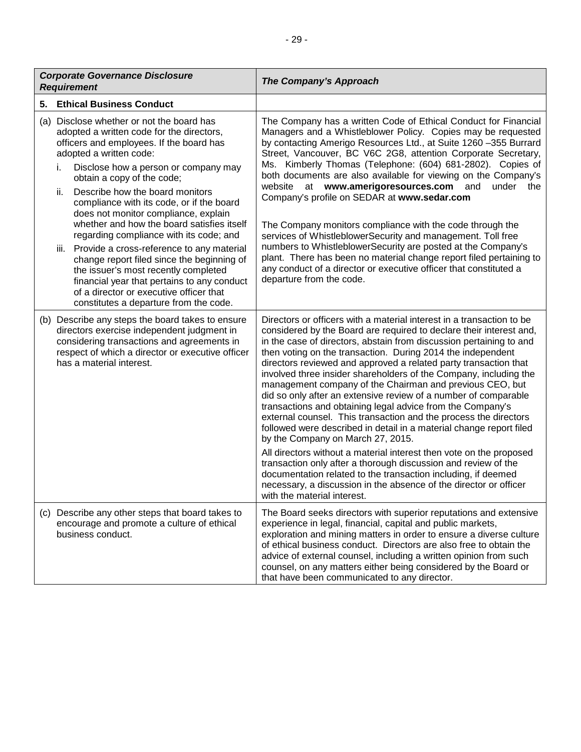| ***Corporate Governance Disclosure Requirement*** | ***The Company's Approach*** |
|---|---|
| **5. Ethical Business Conduct** | |
| (a) Disclose whether or not the board has adopted a written code for the directors, officers and employees. If the board has adopted a written code:<br>i. Disclose how a person or company may obtain a copy of the code;<br>ii. Describe how the board monitors compliance with its code, or if the board does not monitor compliance, explain whether and how the board satisfies itself regarding compliance with its code; and<br>iii. Provide a cross-reference to any material change report filed since the beginning of the issuer's most recently completed financial year that pertains to any conduct of a director or executive officer that constitutes a departure from the code. | The Company has a written Code of Ethical Conduct for Financial Managers and a Whistleblower Policy. Copies may be requested by contacting Amerigo Resources Ltd., at Suite 1260 –355 Burrard Street, Vancouver, BC V6C 2G8, attention Corporate Secretary, Ms. Kimberly Thomas (Telephone: (604) 681-2802). Copies of both documents are also available for viewing on the Company's website at **www.amerigoresources.com** and under the Company's profile on SEDAR at **www.sedar.com**<br><br>The Company monitors compliance with the code through the services of WhistleblowerSecurity and management. Toll free numbers to WhistleblowerSecurity are posted at the Company's plant. There has been no material change report filed pertaining to any conduct of a director or executive officer that constituted a departure from the code. |
| (b) Describe any steps the board takes to ensure directors exercise independent judgment in considering transactions and agreements in respect of which a director or executive officer has a material interest. | Directors or officers with a material interest in a transaction to be considered by the Board are required to declare their interest and, in the case of directors, abstain from discussion pertaining to and then voting on the transaction. During 2014 the independent directors reviewed and approved a related party transaction that involved three insider shareholders of the Company, including the management company of the Chairman and previous CEO, but did so only after an extensive review of a number of comparable transactions and obtaining legal advice from the Company's external counsel. This transaction and the process the directors followed were described in detail in a material change report filed by the Company on March 27, 2015.<br><br>All directors without a material interest then vote on the proposed transaction only after a thorough discussion and review of the documentation related to the transaction including, if deemed necessary, a discussion in the absence of the director or officer with the material interest. |
| (c) Describe any other steps that board takes to encourage and promote a culture of ethical business conduct. | The Board seeks directors with superior reputations and extensive experience in legal, financial, capital and public markets, exploration and mining matters in order to ensure a diverse culture of ethical business conduct. Directors are also free to obtain the advice of external counsel, including a written opinion from such counsel, on any matters either being considered by the Board or that have been communicated to any director. |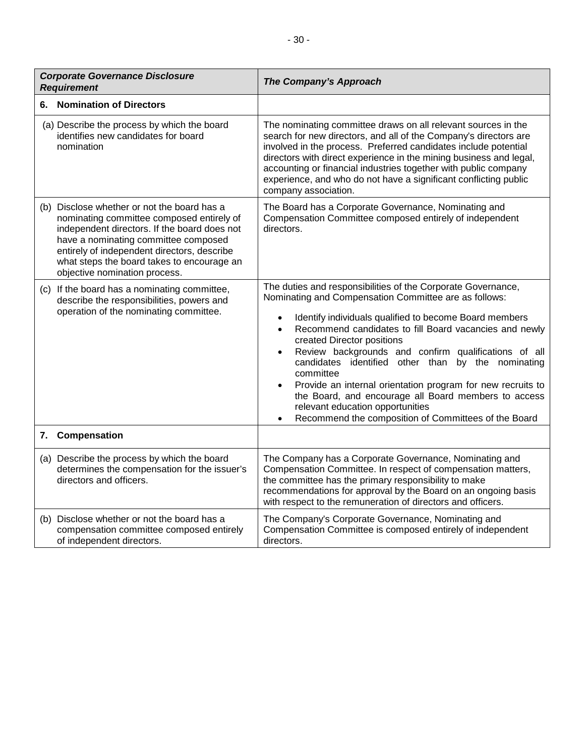| *Corporate Governance Disclosure Requirement* | *The Company's Approach* |
|---|---|
| **6. Nomination of Directors** | |
| (a) Describe the process by which the board identifies new candidates for board nomination | The nominating committee draws on all relevant sources in the search for new directors, and all of the Company's directors are involved in the process. Preferred candidates include potential directors with direct experience in the mining business and legal, accounting or financial industries together with public company experience, and who do not have a significant conflicting public company association. |
| (b) Disclose whether or not the board has a nominating committee composed entirely of independent directors. If the board does not have a nominating committee composed entirely of independent directors, describe what steps the board takes to encourage an objective nomination process. | The Board has a Corporate Governance, Nominating and Compensation Committee composed entirely of independent directors. |
| (c) If the board has a nominating committee, describe the responsibilities, powers and operation of the nominating committee. | The duties and responsibilities of the Corporate Governance, Nominating and Compensation Committee are as follows: <br>• Identify individuals qualified to become Board members <br>• Recommend candidates to fill Board vacancies and newly created Director positions <br>• Review backgrounds and confirm qualifications of all candidates identified other than by the nominating committee <br>• Provide an internal orientation program for new recruits to the Board, and encourage all Board members to access relevant education opportunities <br>• Recommend the composition of Committees of the Board |
| **7. Compensation** | |
| (a) Describe the process by which the board determines the compensation for the issuer's directors and officers. | The Company has a Corporate Governance, Nominating and Compensation Committee. In respect of compensation matters, the committee has the primary responsibility to make recommendations for approval by the Board on an ongoing basis with respect to the remuneration of directors and officers. |
| (b) Disclose whether or not the board has a compensation committee composed entirely of independent directors. | The Company's Corporate Governance, Nominating and Compensation Committee is composed entirely of independent directors. |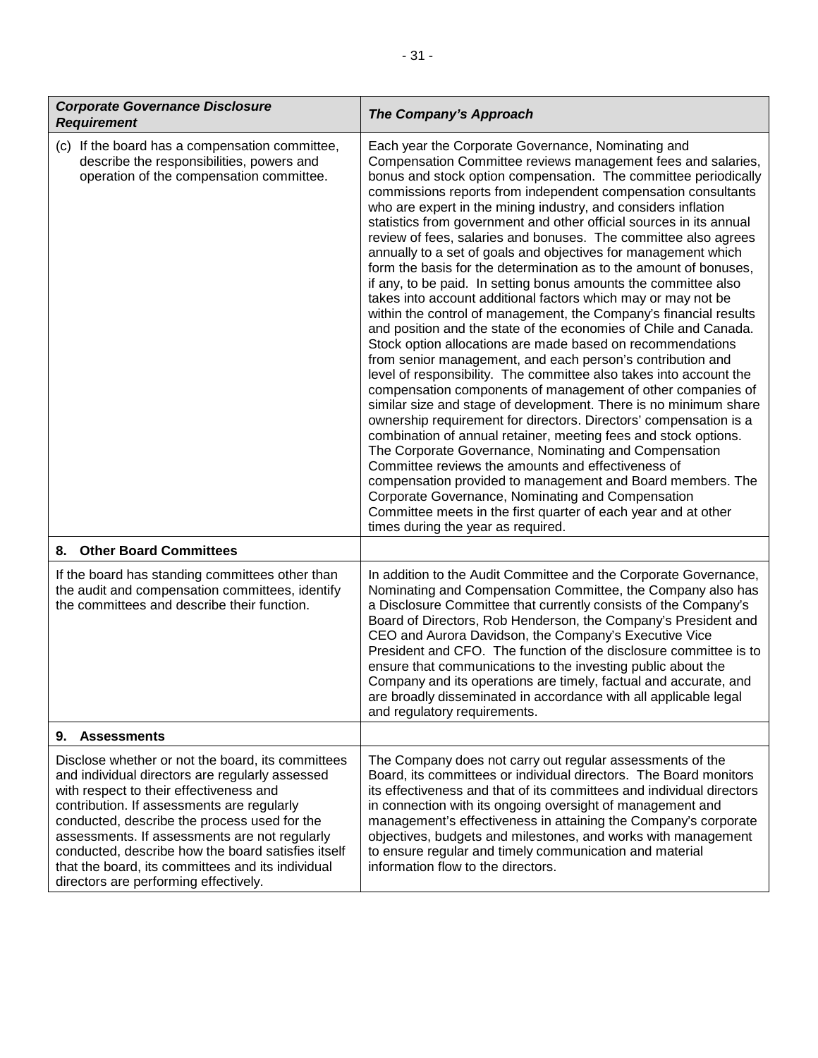| *Corporate Governance Disclosure Requirement* | *The Company's Approach* |
|---|---|
| (c) If the board has a compensation committee, describe the responsibilities, powers and operation of the compensation committee. | Each year the Corporate Governance, Nominating and Compensation Committee reviews management fees and salaries, bonus and stock option compensation. The committee periodically commissions reports from independent compensation consultants who are expert in the mining industry, and considers inflation statistics from government and other official sources in its annual review of fees, salaries and bonuses. The committee also agrees annually to a set of goals and objectives for management which form the basis for the determination as to the amount of bonuses, if any, to be paid. In setting bonus amounts the committee also takes into account additional factors which may or may not be within the control of management, the Company's financial results and position and the state of the economies of Chile and Canada. Stock option allocations are made based on recommendations from senior management, and each person's contribution and level of responsibility. The committee also takes into account the compensation components of management of other companies of similar size and stage of development. There is no minimum share ownership requirement for directors. Directors' compensation is a combination of annual retainer, meeting fees and stock options. The Corporate Governance, Nominating and Compensation Committee reviews the amounts and effectiveness of compensation provided to management and Board members. The Corporate Governance, Nominating and Compensation Committee meets in the first quarter of each year and at other times during the year as required. |
| **8. Other Board Committees** | |
| If the board has standing committees other than the audit and compensation committees, identify the committees and describe their function. | In addition to the Audit Committee and the Corporate Governance, Nominating and Compensation Committee, the Company also has a Disclosure Committee that currently consists of the Company's Board of Directors, Rob Henderson, the Company's President and CEO and Aurora Davidson, the Company's Executive Vice President and CFO. The function of the disclosure committee is to ensure that communications to the investing public about the Company and its operations are timely, factual and accurate, and are broadly disseminated in accordance with all applicable legal and regulatory requirements. |
| **9. Assessments** | |
| Disclose whether or not the board, its committees and individual directors are regularly assessed with respect to their effectiveness and contribution. If assessments are regularly conducted, describe the process used for the assessments. If assessments are not regularly conducted, describe how the board satisfies itself that the board, its committees and its individual directors are performing effectively. | The Company does not carry out regular assessments of the Board, its committees or individual directors. The Board monitors its effectiveness and that of its committees and individual directors in connection with its ongoing oversight of management and management's effectiveness in attaining the Company's corporate objectives, budgets and milestones, and works with management to ensure regular and timely communication and material information flow to the directors. |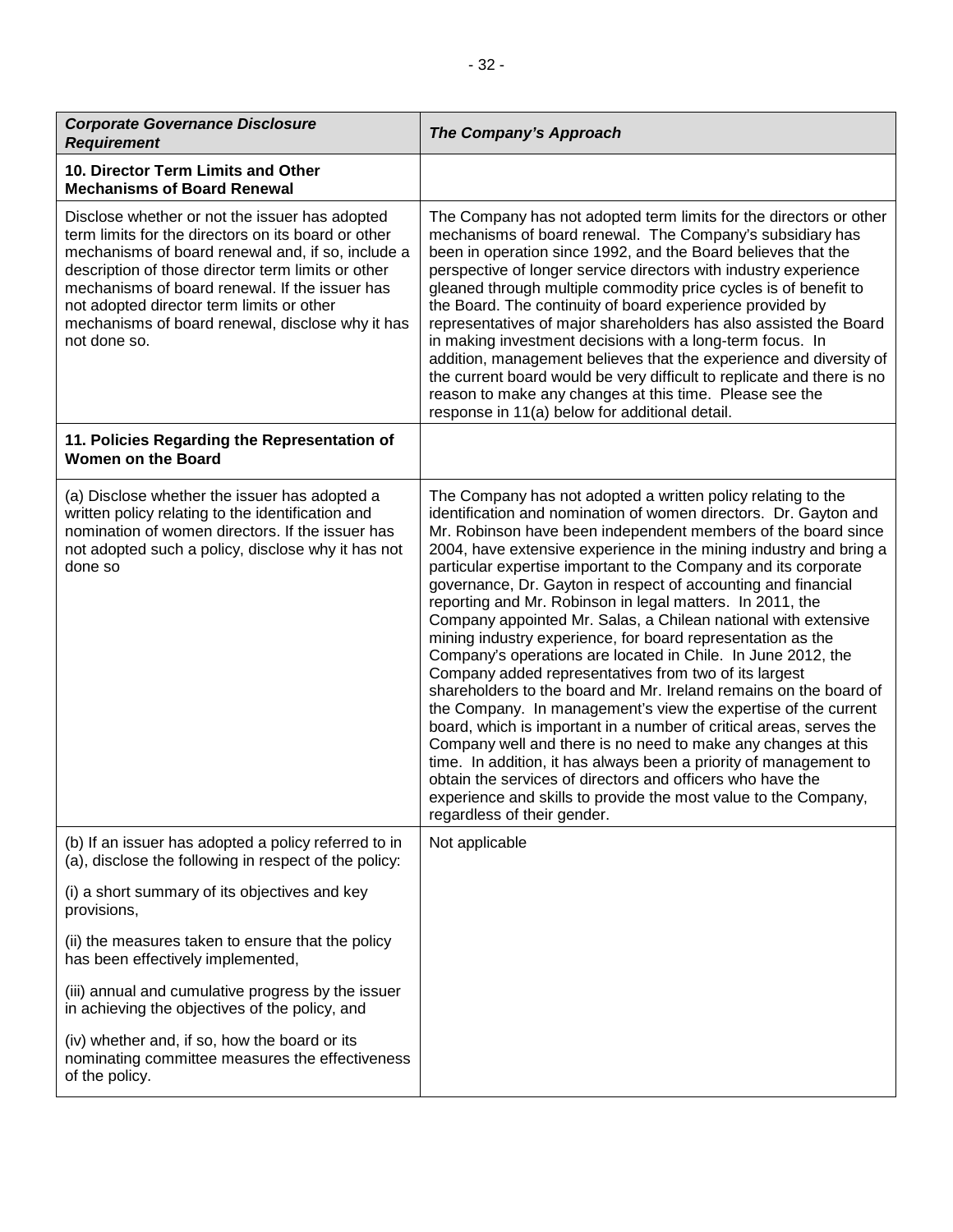| ***Corporate Governance Disclosure Requirement*** | ***The Company's Approach*** |
|---|---|
| **10. Director Term Limits and Other Mechanisms of Board Renewal** | |
| Disclose whether or not the issuer has adopted term limits for the directors on its board or other mechanisms of board renewal and, if so, include a description of those director term limits or other mechanisms of board renewal. If the issuer has not adopted director term limits or other mechanisms of board renewal, disclose why it has not done so. | The Company has not adopted term limits for the directors or other mechanisms of board renewal. The Company's subsidiary has been in operation since 1992, and the Board believes that the perspective of longer service directors with industry experience gleaned through multiple commodity price cycles is of benefit to the Board. The continuity of board experience provided by representatives of major shareholders has also assisted the Board in making investment decisions with a long-term focus. In addition, management believes that the experience and diversity of the current board would be very difficult to replicate and there is no reason to make any changes at this time. Please see the response in 11(a) below for additional detail. |
| **11. Policies Regarding the Representation of Women on the Board** | |
| (a) Disclose whether the issuer has adopted a written policy relating to the identification and nomination of women directors. If the issuer has not adopted such a policy, disclose why it has not done so | The Company has not adopted a written policy relating to the identification and nomination of women directors. Dr. Gayton and Mr. Robinson have been independent members of the board since 2004, have extensive experience in the mining industry and bring a particular expertise important to the Company and its corporate governance, Dr. Gayton in respect of accounting and financial reporting and Mr. Robinson in legal matters. In 2011, the Company appointed Mr. Salas, a Chilean national with extensive mining industry experience, for board representation as the Company's operations are located in Chile. In June 2012, the Company added representatives from two of its largest shareholders to the board and Mr. Ireland remains on the board of the Company. In management's view the expertise of the current board, which is important in a number of critical areas, serves the Company well and there is no need to make any changes at this time. In addition, it has always been a priority of management to obtain the services of directors and officers who have the experience and skills to provide the most value to the Company, regardless of their gender. |
| (b) If an issuer has adopted a policy referred to in (a), disclose the following in respect of the policy:<br><br>(i) a short summary of its objectives and key provisions,<br><br>(ii) the measures taken to ensure that the policy has been effectively implemented,<br><br>(iii) annual and cumulative progress by the issuer in achieving the objectives of the policy, and<br><br>(iv) whether and, if so, how the board or its nominating committee measures the effectiveness of the policy. | Not applicable |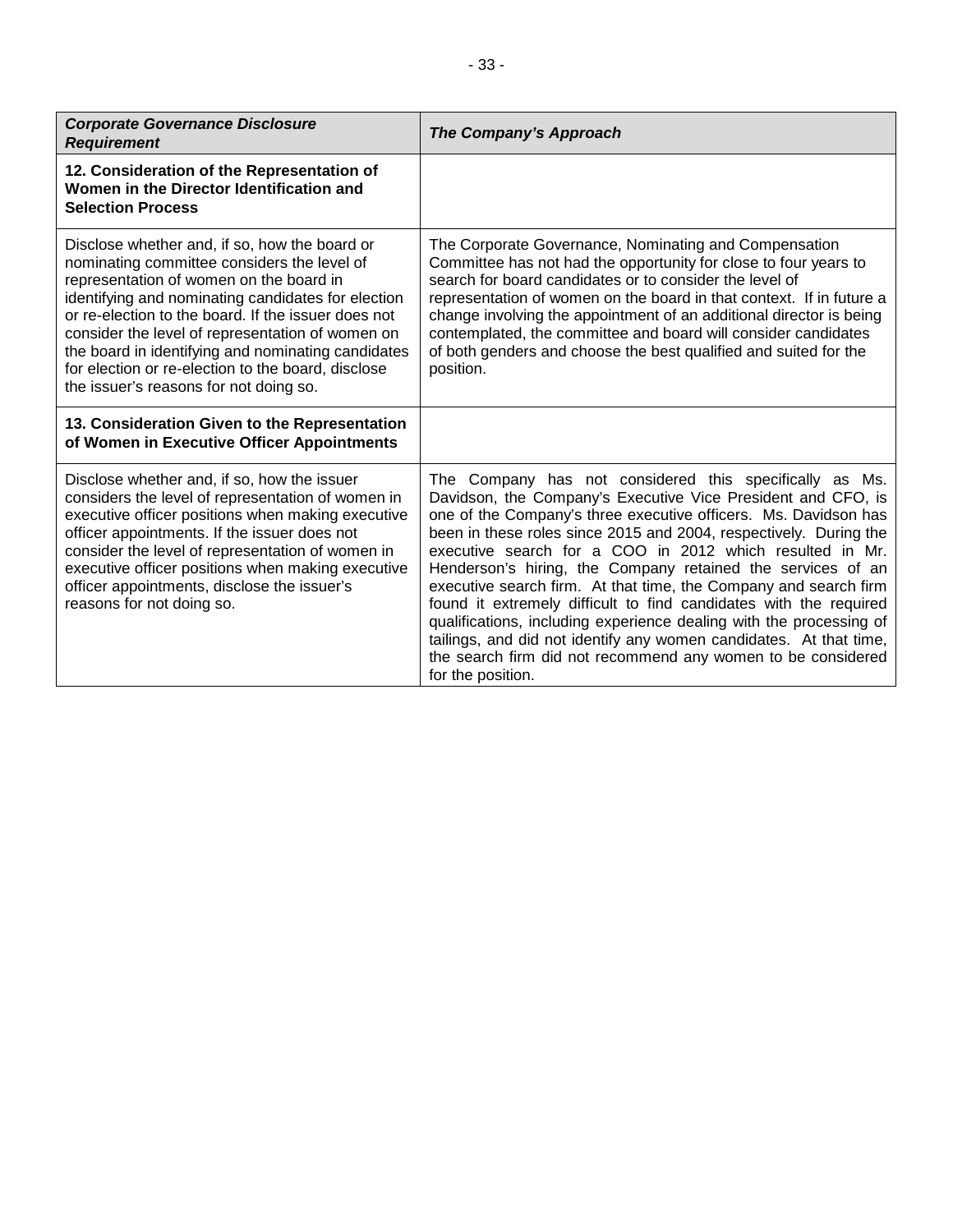| *Corporate Governance Disclosure Requirement* | *The Company's Approach* |
|---|---|
| **12. Consideration of the Representation of Women in the Director Identification and Selection Process** | |
| Disclose whether and, if so, how the board or nominating committee considers the level of representation of women on the board in identifying and nominating candidates for election or re-election to the board. If the issuer does not consider the level of representation of women on the board in identifying and nominating candidates for election or re-election to the board, disclose the issuer's reasons for not doing so. | The Corporate Governance, Nominating and Compensation Committee has not had the opportunity for close to four years to search for board candidates or to consider the level of representation of women on the board in that context. If in future a change involving the appointment of an additional director is being contemplated, the committee and board will consider candidates of both genders and choose the best qualified and suited for the position. |
| **13. Consideration Given to the Representation of Women in Executive Officer Appointments** | |
| Disclose whether and, if so, how the issuer considers the level of representation of women in executive officer positions when making executive officer appointments. If the issuer does not consider the level of representation of women in executive officer positions when making executive officer appointments, disclose the issuer's reasons for not doing so. | The Company has not considered this specifically as Ms. Davidson, the Company's Executive Vice President and CFO, is one of the Company's three executive officers. Ms. Davidson has been in these roles since 2015 and 2004, respectively. During the executive search for a COO in 2012 which resulted in Mr. Henderson's hiring, the Company retained the services of an executive search firm. At that time, the Company and search firm found it extremely difficult to find candidates with the required qualifications, including experience dealing with the processing of tailings, and did not identify any women candidates. At that time, the search firm did not recommend any women to be considered for the position. |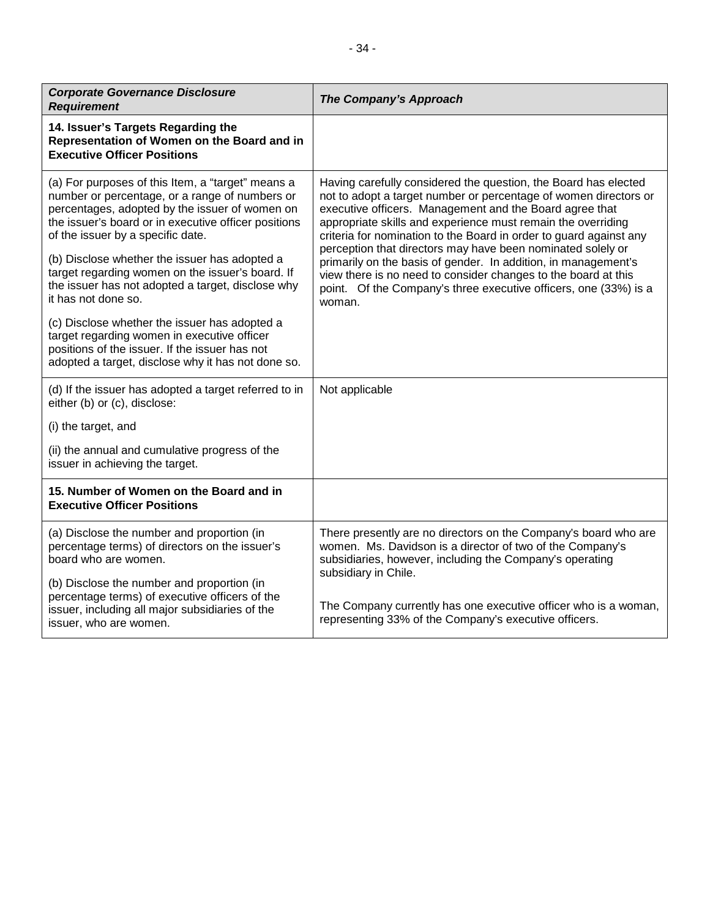| ***Corporate Governance Disclosure Requirement*** | ***The Company's Approach*** |
|---|---|
| **14. Issuer's Targets Regarding the Representation of Women on the Board and in Executive Officer Positions** | |
| (a) For purposes of this Item, a "target" means a number or percentage, or a range of numbers or percentages, adopted by the issuer of women on the issuer's board or in executive officer positions of the issuer by a specific date.<br><br>(b) Disclose whether the issuer has adopted a target regarding women on the issuer's board. If the issuer has not adopted a target, disclose why it has not done so.<br><br>(c) Disclose whether the issuer has adopted a target regarding women in executive officer positions of the issuer. If the issuer has not adopted a target, disclose why it has not done so. | Having carefully considered the question, the Board has elected not to adopt a target number or percentage of women directors or executive officers. Management and the Board agree that appropriate skills and experience must remain the overriding criteria for nomination to the Board in order to guard against any perception that directors may have been nominated solely or primarily on the basis of gender. In addition, in management's view there is no need to consider changes to the board at this point. Of the Company's three executive officers, one (33%) is a woman. |
| (d) If the issuer has adopted a target referred to in either (b) or (c), disclose:<br><br>(i) the target, and<br><br>(ii) the annual and cumulative progress of the issuer in achieving the target. | Not applicable |
| **15. Number of Women on the Board and in Executive Officer Positions** | |
| (a) Disclose the number and proportion (in percentage terms) of directors on the issuer's board who are women.<br><br>(b) Disclose the number and proportion (in percentage terms) of executive officers of the issuer, including all major subsidiaries of the issuer, who are women. | There presently are no directors on the Company's board who are women. Ms. Davidson is a director of two of the Company's subsidiaries, however, including the Company's operating subsidiary in Chile.<br><br>The Company currently has one executive officer who is a woman, representing 33% of the Company's executive officers. |